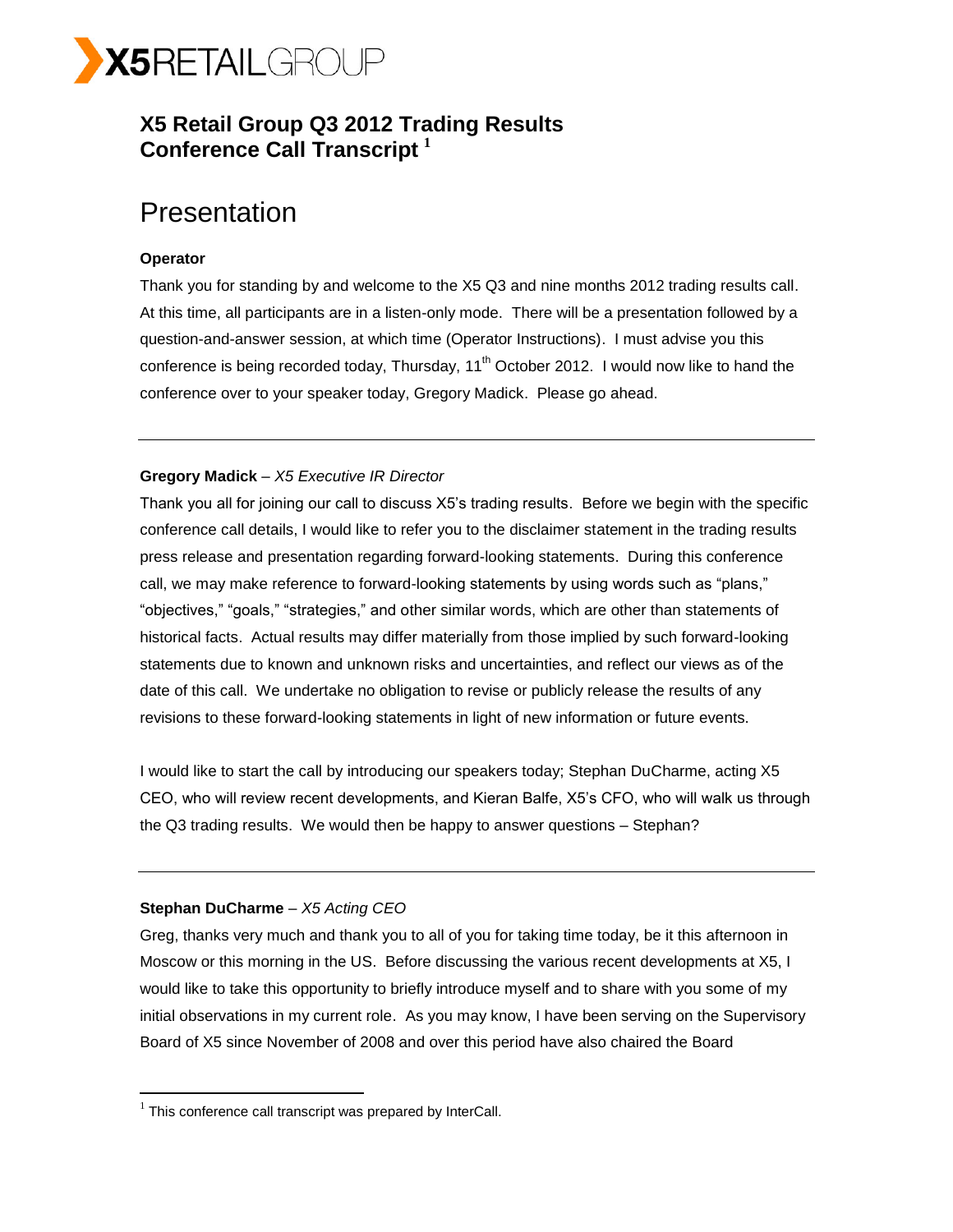X5RETAILGROUP

# X5 Retail Group Q3 2012 Trading Results Conference Call Transcript [1]

## Presentation

**Operator**

Thank you for standing by and welcome to the X5 Q3 and nine months 2012 trading results call. At this time, all participants are in a listen-only mode. There will be a presentation followed by a question-and-answer session, at which time (Operator Instructions). I must advise you this conference is being recorded today, Thursday, 11th October 2012. I would now like to hand the conference over to your speaker today, Gregory Madick. Please go ahead.

---

**Gregory Madick** – *X5 Executive IR Director*

Thank you all for joining our call to discuss X5's trading results. Before we begin with the specific conference call details, I would like to refer you to the disclaimer statement in the trading results press release and presentation regarding forward-looking statements. During this conference call, we may make reference to forward-looking statements by using words such as "plans," "objectives," "goals," "strategies," and other similar words, which are other than statements of historical facts. Actual results may differ materially from those implied by such forward-looking statements due to known and unknown risks and uncertainties, and reflect our views as of the date of this call. We undertake no obligation to revise or publicly release the results of any revisions to these forward-looking statements in light of new information or future events.

I would like to start the call by introducing our speakers today; Stephan DuCharme, acting X5 CEO, who will review recent developments, and Kieran Balfe, X5's CFO, who will walk us through the Q3 trading results. We would then be happy to answer questions – Stephan?

---

**Stephan DuCharme** – *X5 Acting CEO*

Greg, thanks very much and thank you to all of you for taking time today, be it this afternoon in Moscow or this morning in the US. Before discussing the various recent developments at X5, I would like to take this opportunity to briefly introduce myself and to share with you some of my initial observations in my current role. As you may know, I have been serving on the Supervisory Board of X5 since November of 2008 and over this period have also chaired the Board

[1] This conference call transcript was prepared by InterCall.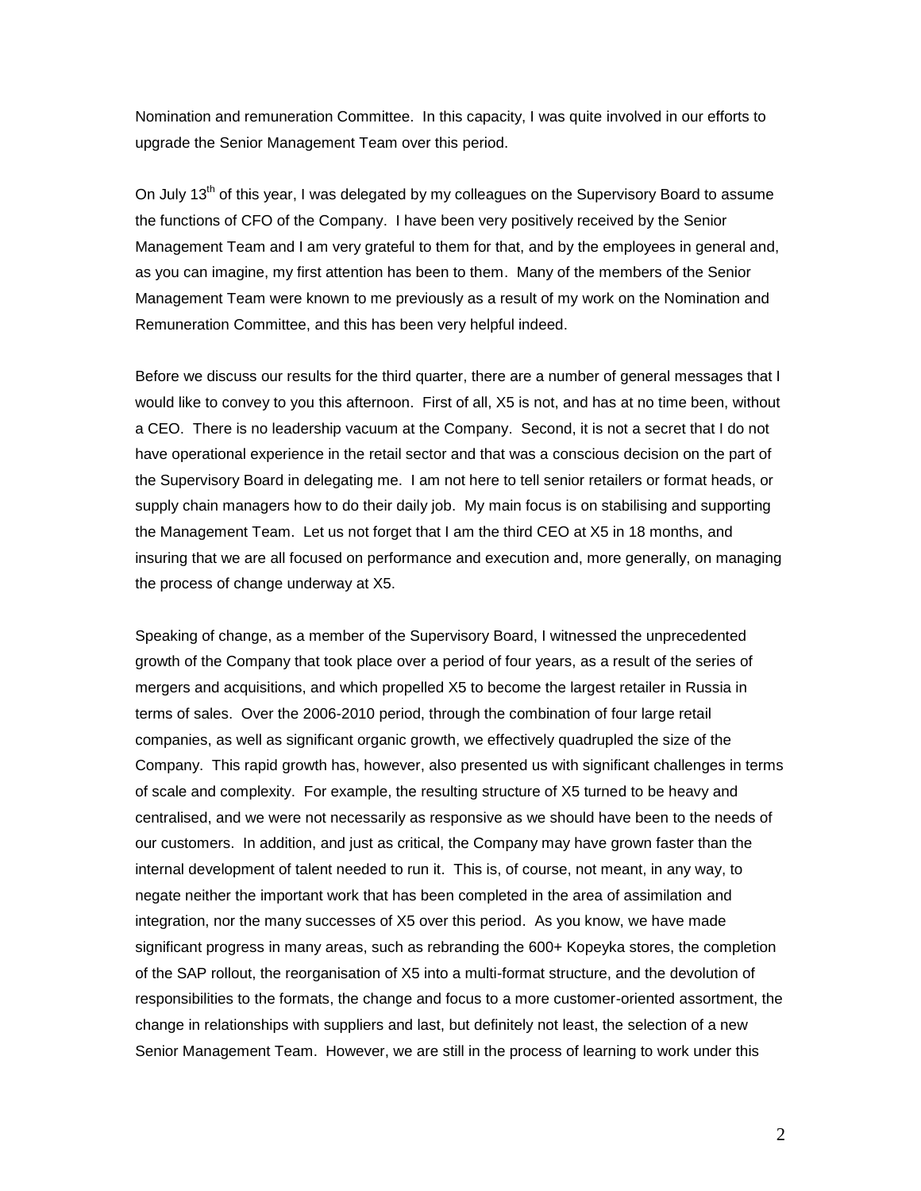Nomination and remuneration Committee. In this capacity, I was quite involved in our efforts to upgrade the Senior Management Team over this period.

On July 13th of this year, I was delegated by my colleagues on the Supervisory Board to assume the functions of CFO of the Company. I have been very positively received by the Senior Management Team and I am very grateful to them for that, and by the employees in general and, as you can imagine, my first attention has been to them. Many of the members of the Senior Management Team were known to me previously as a result of my work on the Nomination and Remuneration Committee, and this has been very helpful indeed.

Before we discuss our results for the third quarter, there are a number of general messages that I would like to convey to you this afternoon. First of all, X5 is not, and has at no time been, without a CEO. There is no leadership vacuum at the Company. Second, it is not a secret that I do not have operational experience in the retail sector and that was a conscious decision on the part of the Supervisory Board in delegating me. I am not here to tell senior retailers or format heads, or supply chain managers how to do their daily job. My main focus is on stabilising and supporting the Management Team. Let us not forget that I am the third CEO at X5 in 18 months, and insuring that we are all focused on performance and execution and, more generally, on managing the process of change underway at X5.

Speaking of change, as a member of the Supervisory Board, I witnessed the unprecedented growth of the Company that took place over a period of four years, as a result of the series of mergers and acquisitions, and which propelled X5 to become the largest retailer in Russia in terms of sales. Over the 2006-2010 period, through the combination of four large retail companies, as well as significant organic growth, we effectively quadrupled the size of the Company. This rapid growth has, however, also presented us with significant challenges in terms of scale and complexity. For example, the resulting structure of X5 turned to be heavy and centralised, and we were not necessarily as responsive as we should have been to the needs of our customers. In addition, and just as critical, the Company may have grown faster than the internal development of talent needed to run it. This is, of course, not meant, in any way, to negate neither the important work that has been completed in the area of assimilation and integration, nor the many successes of X5 over this period. As you know, we have made significant progress in many areas, such as rebranding the 600+ Kopeyka stores, the completion of the SAP rollout, the reorganisation of X5 into a multi-format structure, and the devolution of responsibilities to the formats, the change and focus to a more customer-oriented assortment, the change in relationships with suppliers and last, but definitely not least, the selection of a new Senior Management Team. However, we are still in the process of learning to work under this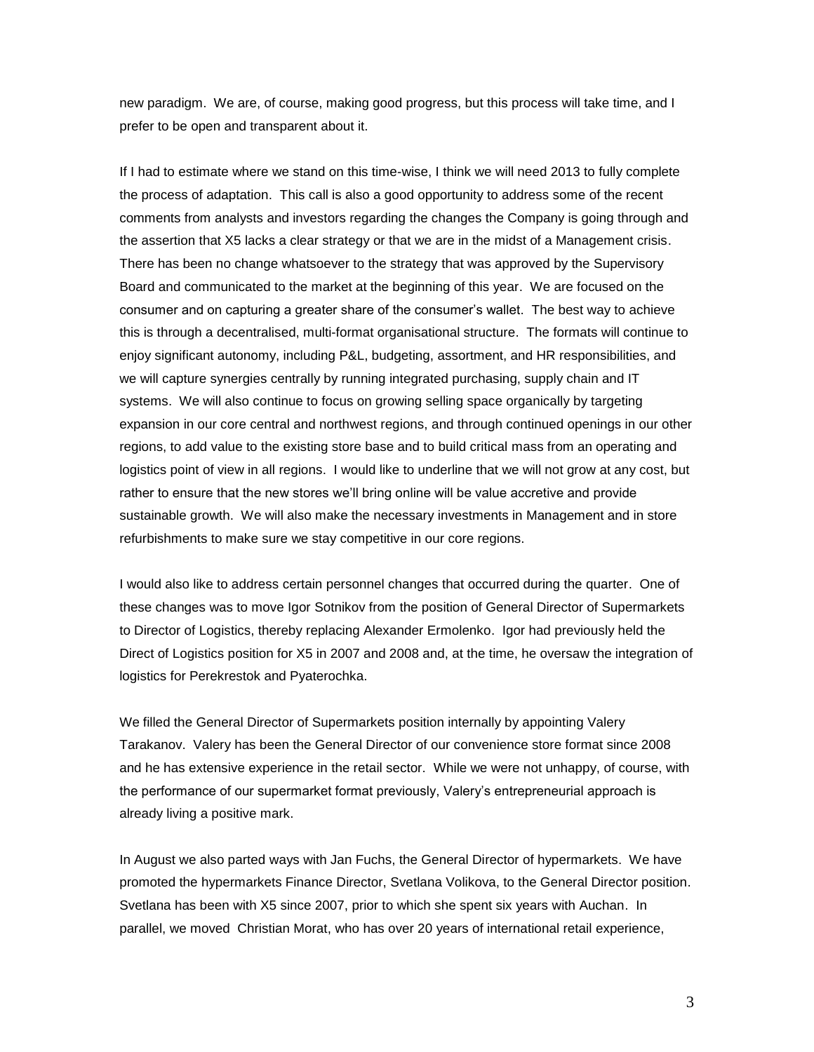new paradigm. We are, of course, making good progress, but this process will take time, and I prefer to be open and transparent about it.

If I had to estimate where we stand on this time-wise, I think we will need 2013 to fully complete the process of adaptation. This call is also a good opportunity to address some of the recent comments from analysts and investors regarding the changes the Company is going through and the assertion that X5 lacks a clear strategy or that we are in the midst of a Management crisis. There has been no change whatsoever to the strategy that was approved by the Supervisory Board and communicated to the market at the beginning of this year. We are focused on the consumer and on capturing a greater share of the consumer's wallet. The best way to achieve this is through a decentralised, multi-format organisational structure. The formats will continue to enjoy significant autonomy, including P&L, budgeting, assortment, and HR responsibilities, and we will capture synergies centrally by running integrated purchasing, supply chain and IT systems. We will also continue to focus on growing selling space organically by targeting expansion in our core central and northwest regions, and through continued openings in our other regions, to add value to the existing store base and to build critical mass from an operating and logistics point of view in all regions. I would like to underline that we will not grow at any cost, but rather to ensure that the new stores we'll bring online will be value accretive and provide sustainable growth. We will also make the necessary investments in Management and in store refurbishments to make sure we stay competitive in our core regions.

I would also like to address certain personnel changes that occurred during the quarter. One of these changes was to move Igor Sotnikov from the position of General Director of Supermarkets to Director of Logistics, thereby replacing Alexander Ermolenko. Igor had previously held the Direct of Logistics position for X5 in 2007 and 2008 and, at the time, he oversaw the integration of logistics for Perekrestok and Pyaterochka.

We filled the General Director of Supermarkets position internally by appointing Valery Tarakanov. Valery has been the General Director of our convenience store format since 2008 and he has extensive experience in the retail sector. While we were not unhappy, of course, with the performance of our supermarket format previously, Valery's entrepreneurial approach is already living a positive mark.

In August we also parted ways with Jan Fuchs, the General Director of hypermarkets. We have promoted the hypermarkets Finance Director, Svetlana Volikova, to the General Director position. Svetlana has been with X5 since 2007, prior to which she spent six years with Auchan. In parallel, we moved Christian Morat, who has over 20 years of international retail experience,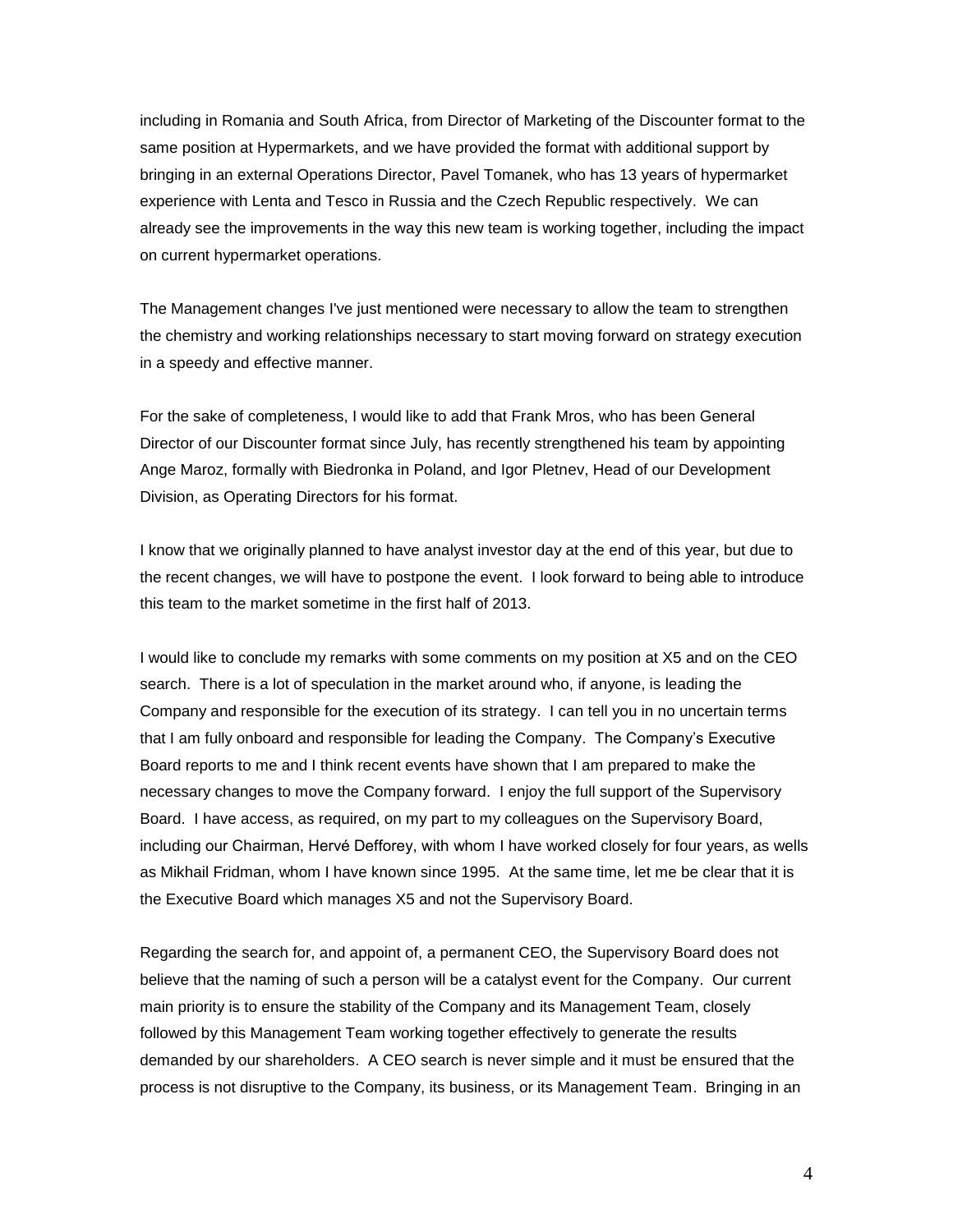including in Romania and South Africa, from Director of Marketing of the Discounter format to the same position at Hypermarkets, and we have provided the format with additional support by bringing in an external Operations Director, Pavel Tomanek, who has 13 years of hypermarket experience with Lenta and Tesco in Russia and the Czech Republic respectively. We can already see the improvements in the way this new team is working together, including the impact on current hypermarket operations.

The Management changes I've just mentioned were necessary to allow the team to strengthen the chemistry and working relationships necessary to start moving forward on strategy execution in a speedy and effective manner.

For the sake of completeness, I would like to add that Frank Mros, who has been General Director of our Discounter format since July, has recently strengthened his team by appointing Ange Maroz, formally with Biedronka in Poland, and Igor Pletnev, Head of our Development Division, as Operating Directors for his format.

I know that we originally planned to have analyst investor day at the end of this year, but due to the recent changes, we will have to postpone the event. I look forward to being able to introduce this team to the market sometime in the first half of 2013.

I would like to conclude my remarks with some comments on my position at X5 and on the CEO search. There is a lot of speculation in the market around who, if anyone, is leading the Company and responsible for the execution of its strategy. I can tell you in no uncertain terms that I am fully onboard and responsible for leading the Company. The Company's Executive Board reports to me and I think recent events have shown that I am prepared to make the necessary changes to move the Company forward. I enjoy the full support of the Supervisory Board. I have access, as required, on my part to my colleagues on the Supervisory Board, including our Chairman, Hervé Defforey, with whom I have worked closely for four years, as wells as Mikhail Fridman, whom I have known since 1995. At the same time, let me be clear that it is the Executive Board which manages X5 and not the Supervisory Board.

Regarding the search for, and appoint of, a permanent CEO, the Supervisory Board does not believe that the naming of such a person will be a catalyst event for the Company. Our current main priority is to ensure the stability of the Company and its Management Team, closely followed by this Management Team working together effectively to generate the results demanded by our shareholders. A CEO search is never simple and it must be ensured that the process is not disruptive to the Company, its business, or its Management Team. Bringing in an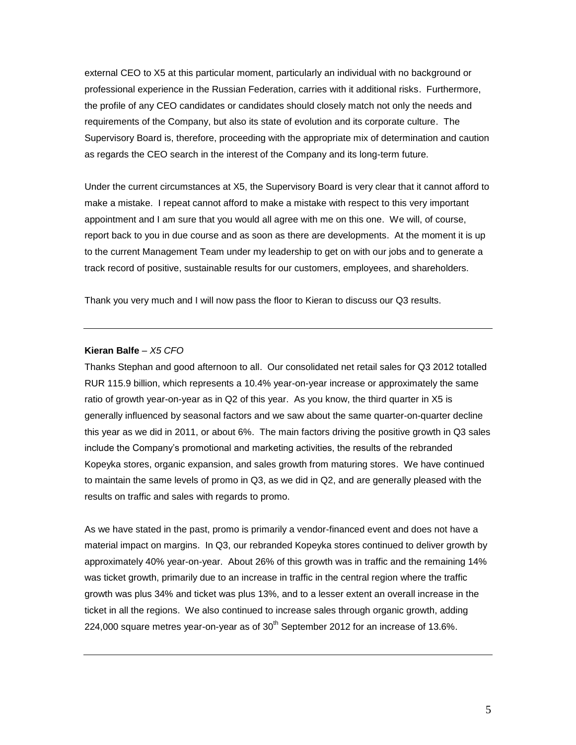external CEO to X5 at this particular moment, particularly an individual with no background or professional experience in the Russian Federation, carries with it additional risks. Furthermore, the profile of any CEO candidates or candidates should closely match not only the needs and requirements of the Company, but also its state of evolution and its corporate culture. The Supervisory Board is, therefore, proceeding with the appropriate mix of determination and caution as regards the CEO search in the interest of the Company and its long-term future.

Under the current circumstances at X5, the Supervisory Board is very clear that it cannot afford to make a mistake. I repeat cannot afford to make a mistake with respect to this very important appointment and I am sure that you would all agree with me on this one. We will, of course, report back to you in due course and as soon as there are developments. At the moment it is up to the current Management Team under my leadership to get on with our jobs and to generate a track record of positive, sustainable results for our customers, employees, and shareholders.

Thank you very much and I will now pass the floor to Kieran to discuss our Q3 results.

---

**Kieran Balfe** – *X5 CFO*

Thanks Stephan and good afternoon to all. Our consolidated net retail sales for Q3 2012 totalled RUR 115.9 billion, which represents a 10.4% year-on-year increase or approximately the same ratio of growth year-on-year as in Q2 of this year. As you know, the third quarter in X5 is generally influenced by seasonal factors and we saw about the same quarter-on-quarter decline this year as we did in 2011, or about 6%. The main factors driving the positive growth in Q3 sales include the Company's promotional and marketing activities, the results of the rebranded Kopeyka stores, organic expansion, and sales growth from maturing stores. We have continued to maintain the same levels of promo in Q3, as we did in Q2, and are generally pleased with the results on traffic and sales with regards to promo.

As we have stated in the past, promo is primarily a vendor-financed event and does not have a material impact on margins. In Q3, our rebranded Kopeyka stores continued to deliver growth by approximately 40% year-on-year. About 26% of this growth was in traffic and the remaining 14% was ticket growth, primarily due to an increase in traffic in the central region where the traffic growth was plus 34% and ticket was plus 13%, and to a lesser extent an overall increase in the ticket in all the regions. We also continued to increase sales through organic growth, adding 224,000 square metres year-on-year as of 30th September 2012 for an increase of 13.6%.

---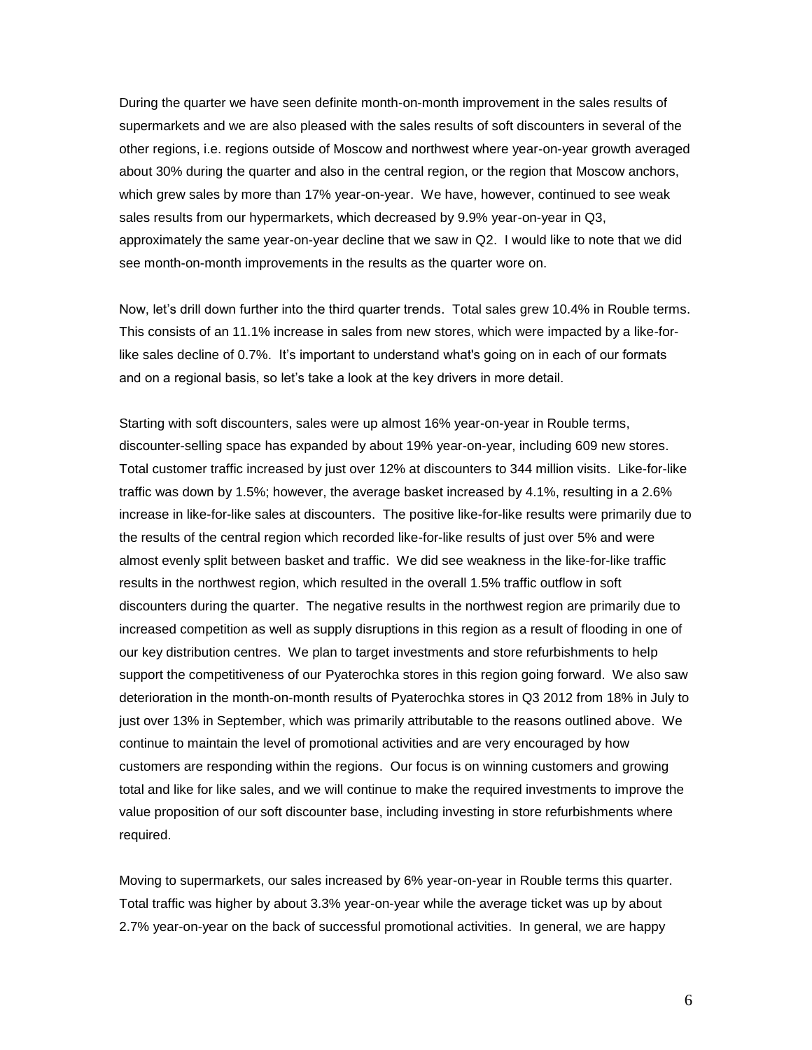During the quarter we have seen definite month-on-month improvement in the sales results of supermarkets and we are also pleased with the sales results of soft discounters in several of the other regions, i.e. regions outside of Moscow and northwest where year-on-year growth averaged about 30% during the quarter and also in the central region, or the region that Moscow anchors, which grew sales by more than 17% year-on-year. We have, however, continued to see weak sales results from our hypermarkets, which decreased by 9.9% year-on-year in Q3, approximately the same year-on-year decline that we saw in Q2. I would like to note that we did see month-on-month improvements in the results as the quarter wore on.

Now, let's drill down further into the third quarter trends. Total sales grew 10.4% in Rouble terms. This consists of an 11.1% increase in sales from new stores, which were impacted by a like-for-like sales decline of 0.7%. It's important to understand what's going on in each of our formats and on a regional basis, so let's take a look at the key drivers in more detail.

Starting with soft discounters, sales were up almost 16% year-on-year in Rouble terms, discounter-selling space has expanded by about 19% year-on-year, including 609 new stores. Total customer traffic increased by just over 12% at discounters to 344 million visits. Like-for-like traffic was down by 1.5%; however, the average basket increased by 4.1%, resulting in a 2.6% increase in like-for-like sales at discounters. The positive like-for-like results were primarily due to the results of the central region which recorded like-for-like results of just over 5% and were almost evenly split between basket and traffic. We did see weakness in the like-for-like traffic results in the northwest region, which resulted in the overall 1.5% traffic outflow in soft discounters during the quarter. The negative results in the northwest region are primarily due to increased competition as well as supply disruptions in this region as a result of flooding in one of our key distribution centres. We plan to target investments and store refurbishments to help support the competitiveness of our Pyaterochka stores in this region going forward. We also saw deterioration in the month-on-month results of Pyaterochka stores in Q3 2012 from 18% in July to just over 13% in September, which was primarily attributable to the reasons outlined above. We continue to maintain the level of promotional activities and are very encouraged by how customers are responding within the regions. Our focus is on winning customers and growing total and like for like sales, and we will continue to make the required investments to improve the value proposition of our soft discounter base, including investing in store refurbishments where required.

Moving to supermarkets, our sales increased by 6% year-on-year in Rouble terms this quarter. Total traffic was higher by about 3.3% year-on-year while the average ticket was up by about 2.7% year-on-year on the back of successful promotional activities. In general, we are happy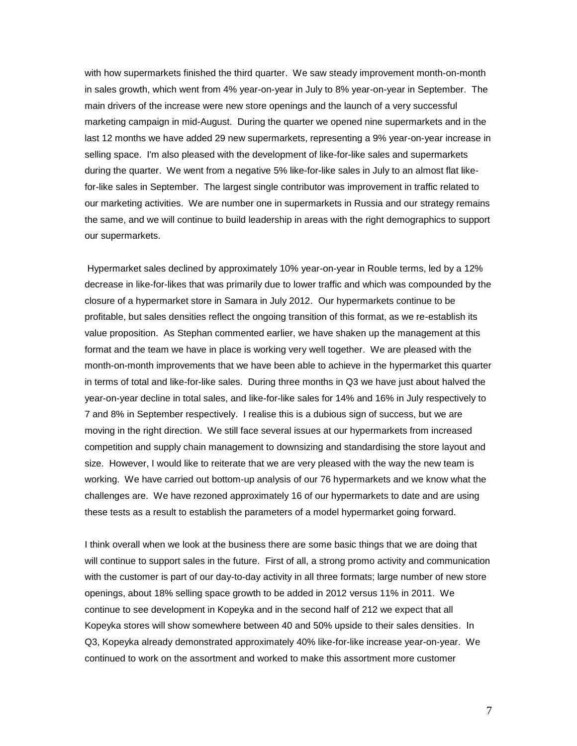with how supermarkets finished the third quarter. We saw steady improvement month-on-month in sales growth, which went from 4% year-on-year in July to 8% year-on-year in September. The main drivers of the increase were new store openings and the launch of a very successful marketing campaign in mid-August. During the quarter we opened nine supermarkets and in the last 12 months we have added 29 new supermarkets, representing a 9% year-on-year increase in selling space. I'm also pleased with the development of like-for-like sales and supermarkets during the quarter. We went from a negative 5% like-for-like sales in July to an almost flat like-for-like sales in September. The largest single contributor was improvement in traffic related to our marketing activities. We are number one in supermarkets in Russia and our strategy remains the same, and we will continue to build leadership in areas with the right demographics to support our supermarkets.

Hypermarket sales declined by approximately 10% year-on-year in Rouble terms, led by a 12% decrease in like-for-likes that was primarily due to lower traffic and which was compounded by the closure of a hypermarket store in Samara in July 2012. Our hypermarkets continue to be profitable, but sales densities reflect the ongoing transition of this format, as we re-establish its value proposition. As Stephan commented earlier, we have shaken up the management at this format and the team we have in place is working very well together. We are pleased with the month-on-month improvements that we have been able to achieve in the hypermarket this quarter in terms of total and like-for-like sales. During three months in Q3 we have just about halved the year-on-year decline in total sales, and like-for-like sales for 14% and 16% in July respectively to 7 and 8% in September respectively. I realise this is a dubious sign of success, but we are moving in the right direction. We still face several issues at our hypermarkets from increased competition and supply chain management to downsizing and standardising the store layout and size. However, I would like to reiterate that we are very pleased with the way the new team is working. We have carried out bottom-up analysis of our 76 hypermarkets and we know what the challenges are. We have rezoned approximately 16 of our hypermarkets to date and are using these tests as a result to establish the parameters of a model hypermarket going forward.

I think overall when we look at the business there are some basic things that we are doing that will continue to support sales in the future. First of all, a strong promo activity and communication with the customer is part of our day-to-day activity in all three formats; large number of new store openings, about 18% selling space growth to be added in 2012 versus 11% in 2011. We continue to see development in Kopeyka and in the second half of 212 we expect that all Kopeyka stores will show somewhere between 40 and 50% upside to their sales densities. In Q3, Kopeyka already demonstrated approximately 40% like-for-like increase year-on-year. We continued to work on the assortment and worked to make this assortment more customer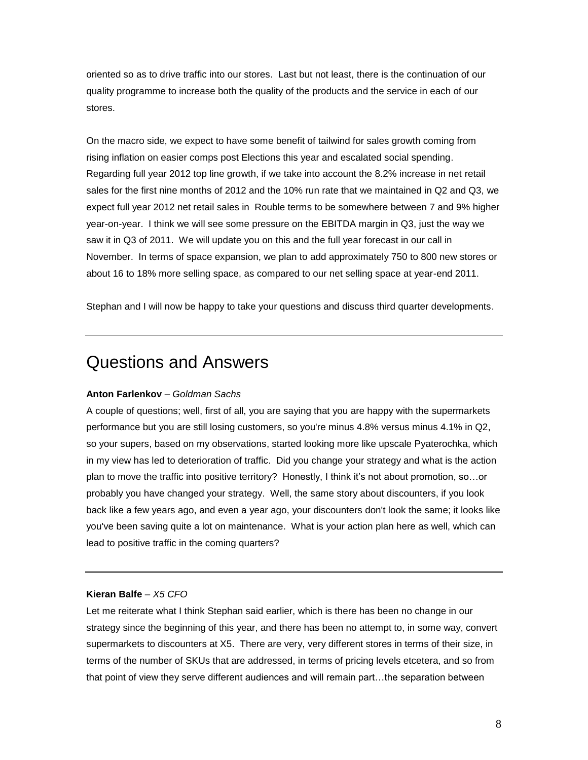oriented so as to drive traffic into our stores. Last but not least, there is the continuation of our quality programme to increase both the quality of the products and the service in each of our stores.

On the macro side, we expect to have some benefit of tailwind for sales growth coming from rising inflation on easier comps post Elections this year and escalated social spending. Regarding full year 2012 top line growth, if we take into account the 8.2% increase in net retail sales for the first nine months of 2012 and the 10% run rate that we maintained in Q2 and Q3, we expect full year 2012 net retail sales in Rouble terms to be somewhere between 7 and 9% higher year-on-year. I think we will see some pressure on the EBITDA margin in Q3, just the way we saw it in Q3 of 2011. We will update you on this and the full year forecast in our call in November. In terms of space expansion, we plan to add approximately 750 to 800 new stores or about 16 to 18% more selling space, as compared to our net selling space at year-end 2011.

Stephan and I will now be happy to take your questions and discuss third quarter developments.

---

# Questions and Answers

**Anton Farlenkov** – *Goldman Sachs*

A couple of questions; well, first of all, you are saying that you are happy with the supermarkets performance but you are still losing customers, so you're minus 4.8% versus minus 4.1% in Q2, so your supers, based on my observations, started looking more like upscale Pyaterochka, which in my view has led to deterioration of traffic. Did you change your strategy and what is the action plan to move the traffic into positive territory? Honestly, I think it's not about promotion, so…or probably you have changed your strategy. Well, the same story about discounters, if you look back like a few years ago, and even a year ago, your discounters don't look the same; it looks like you've been saving quite a lot on maintenance. What is your action plan here as well, which can lead to positive traffic in the coming quarters?

---

**Kieran Balfe** – *X5 CFO*

Let me reiterate what I think Stephan said earlier, which is there has been no change in our strategy since the beginning of this year, and there has been no attempt to, in some way, convert supermarkets to discounters at X5. There are very, very different stores in terms of their size, in terms of the number of SKUs that are addressed, in terms of pricing levels etcetera, and so from that point of view they serve different audiences and will remain part…the separation between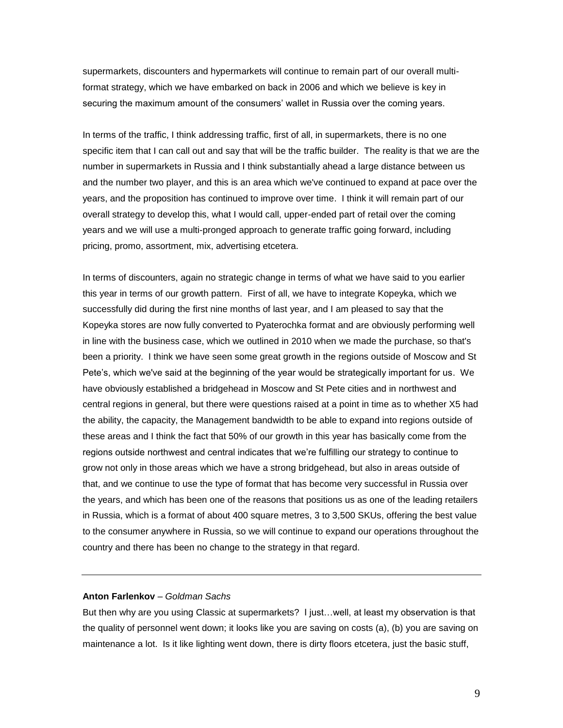supermarkets, discounters and hypermarkets will continue to remain part of our overall multi-format strategy, which we have embarked on back in 2006 and which we believe is key in securing the maximum amount of the consumers' wallet in Russia over the coming years.

In terms of the traffic, I think addressing traffic, first of all, in supermarkets, there is no one specific item that I can call out and say that will be the traffic builder. The reality is that we are the number in supermarkets in Russia and I think substantially ahead a large distance between us and the number two player, and this is an area which we've continued to expand at pace over the years, and the proposition has continued to improve over time. I think it will remain part of our overall strategy to develop this, what I would call, upper-ended part of retail over the coming years and we will use a multi-pronged approach to generate traffic going forward, including pricing, promo, assortment, mix, advertising etcetera.

In terms of discounters, again no strategic change in terms of what we have said to you earlier this year in terms of our growth pattern. First of all, we have to integrate Kopeyka, which we successfully did during the first nine months of last year, and I am pleased to say that the Kopeyka stores are now fully converted to Pyaterochka format and are obviously performing well in line with the business case, which we outlined in 2010 when we made the purchase, so that's been a priority. I think we have seen some great growth in the regions outside of Moscow and St Pete's, which we've said at the beginning of the year would be strategically important for us. We have obviously established a bridgehead in Moscow and St Pete cities and in northwest and central regions in general, but there were questions raised at a point in time as to whether X5 had the ability, the capacity, the Management bandwidth to be able to expand into regions outside of these areas and I think the fact that 50% of our growth in this year has basically come from the regions outside northwest and central indicates that we're fulfilling our strategy to continue to grow not only in those areas which we have a strong bridgehead, but also in areas outside of that, and we continue to use the type of format that has become very successful in Russia over the years, and which has been one of the reasons that positions us as one of the leading retailers in Russia, which is a format of about 400 square metres, 3 to 3,500 SKUs, offering the best value to the consumer anywhere in Russia, so we will continue to expand our operations throughout the country and there has been no change to the strategy in that regard.

---

**Anton Farlenkov** – *Goldman Sachs*

But then why are you using Classic at supermarkets? I just…well, at least my observation is that the quality of personnel went down; it looks like you are saving on costs (a), (b) you are saving on maintenance a lot. Is it like lighting went down, there is dirty floors etcetera, just the basic stuff,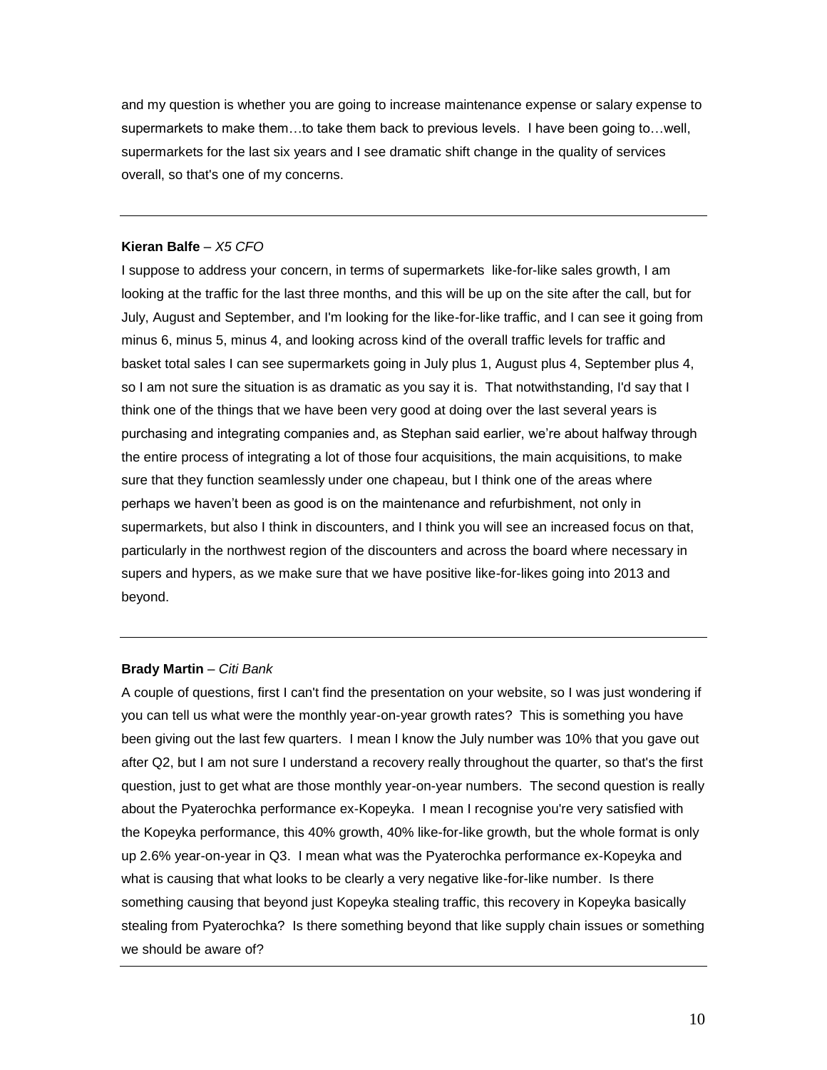and my question is whether you are going to increase maintenance expense or salary expense to supermarkets to make them…to take them back to previous levels. I have been going to…well, supermarkets for the last six years and I see dramatic shift change in the quality of services overall, so that's one of my concerns.

---

**Kieran Balfe** – *X5 CFO*

I suppose to address your concern, in terms of supermarkets like-for-like sales growth, I am looking at the traffic for the last three months, and this will be up on the site after the call, but for July, August and September, and I'm looking for the like-for-like traffic, and I can see it going from minus 6, minus 5, minus 4, and looking across kind of the overall traffic levels for traffic and basket total sales I can see supermarkets going in July plus 1, August plus 4, September plus 4, so I am not sure the situation is as dramatic as you say it is. That notwithstanding, I'd say that I think one of the things that we have been very good at doing over the last several years is purchasing and integrating companies and, as Stephan said earlier, we're about halfway through the entire process of integrating a lot of those four acquisitions, the main acquisitions, to make sure that they function seamlessly under one chapeau, but I think one of the areas where perhaps we haven't been as good is on the maintenance and refurbishment, not only in supermarkets, but also I think in discounters, and I think you will see an increased focus on that, particularly in the northwest region of the discounters and across the board where necessary in supers and hypers, as we make sure that we have positive like-for-likes going into 2013 and beyond.

---

**Brady Martin** – *Citi Bank*

A couple of questions, first I can't find the presentation on your website, so I was just wondering if you can tell us what were the monthly year-on-year growth rates? This is something you have been giving out the last few quarters. I mean I know the July number was 10% that you gave out after Q2, but I am not sure I understand a recovery really throughout the quarter, so that's the first question, just to get what are those monthly year-on-year numbers. The second question is really about the Pyaterochka performance ex-Kopeyka. I mean I recognise you're very satisfied with the Kopeyka performance, this 40% growth, 40% like-for-like growth, but the whole format is only up 2.6% year-on-year in Q3. I mean what was the Pyaterochka performance ex-Kopeyka and what is causing that what looks to be clearly a very negative like-for-like number. Is there something causing that beyond just Kopeyka stealing traffic, this recovery in Kopeyka basically stealing from Pyaterochka? Is there something beyond that like supply chain issues or something we should be aware of?

---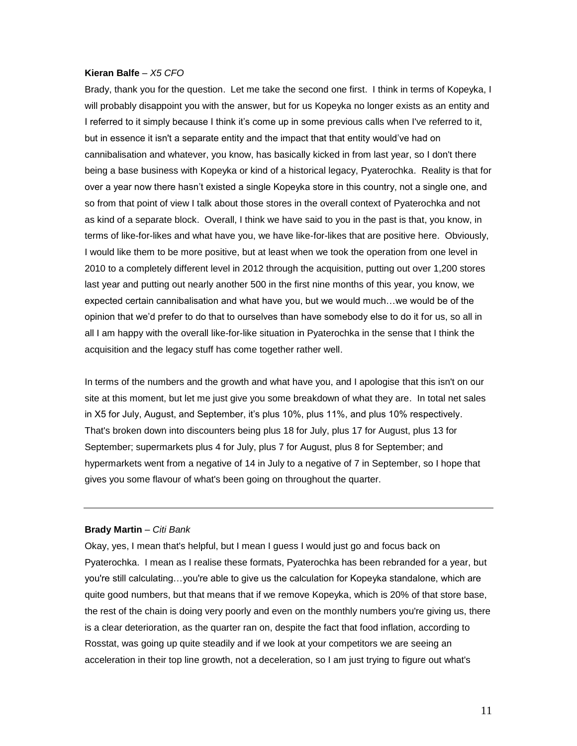**Kieran Balfe** – *X5 CFO*

Brady, thank you for the question. Let me take the second one first. I think in terms of Kopeyka, I will probably disappoint you with the answer, but for us Kopeyka no longer exists as an entity and I referred to it simply because I think it's come up in some previous calls when I've referred to it, but in essence it isn't a separate entity and the impact that that entity would've had on cannibalisation and whatever, you know, has basically kicked in from last year, so I don't there being a base business with Kopeyka or kind of a historical legacy, Pyaterochka. Reality is that for over a year now there hasn't existed a single Kopeyka store in this country, not a single one, and so from that point of view I talk about those stores in the overall context of Pyaterochka and not as kind of a separate block. Overall, I think we have said to you in the past is that, you know, in terms of like-for-likes and what have you, we have like-for-likes that are positive here. Obviously, I would like them to be more positive, but at least when we took the operation from one level in 2010 to a completely different level in 2012 through the acquisition, putting out over 1,200 stores last year and putting out nearly another 500 in the first nine months of this year, you know, we expected certain cannibalisation and what have you, but we would much…we would be of the opinion that we'd prefer to do that to ourselves than have somebody else to do it for us, so all in all I am happy with the overall like-for-like situation in Pyaterochka in the sense that I think the acquisition and the legacy stuff has come together rather well.

In terms of the numbers and the growth and what have you, and I apologise that this isn't on our site at this moment, but let me just give you some breakdown of what they are. In total net sales in X5 for July, August, and September, it's plus 10%, plus 11%, and plus 10% respectively. That's broken down into discounters being plus 18 for July, plus 17 for August, plus 13 for September; supermarkets plus 4 for July, plus 7 for August, plus 8 for September; and hypermarkets went from a negative of 14 in July to a negative of 7 in September, so I hope that gives you some flavour of what's been going on throughout the quarter.

---

**Brady Martin** – *Citi Bank*

Okay, yes, I mean that's helpful, but I mean I guess I would just go and focus back on Pyaterochka. I mean as I realise these formats, Pyaterochka has been rebranded for a year, but you're still calculating…you're able to give us the calculation for Kopeyka standalone, which are quite good numbers, but that means that if we remove Kopeyka, which is 20% of that store base, the rest of the chain is doing very poorly and even on the monthly numbers you're giving us, there is a clear deterioration, as the quarter ran on, despite the fact that food inflation, according to Rosstat, was going up quite steadily and if we look at your competitors we are seeing an acceleration in their top line growth, not a deceleration, so I am just trying to figure out what's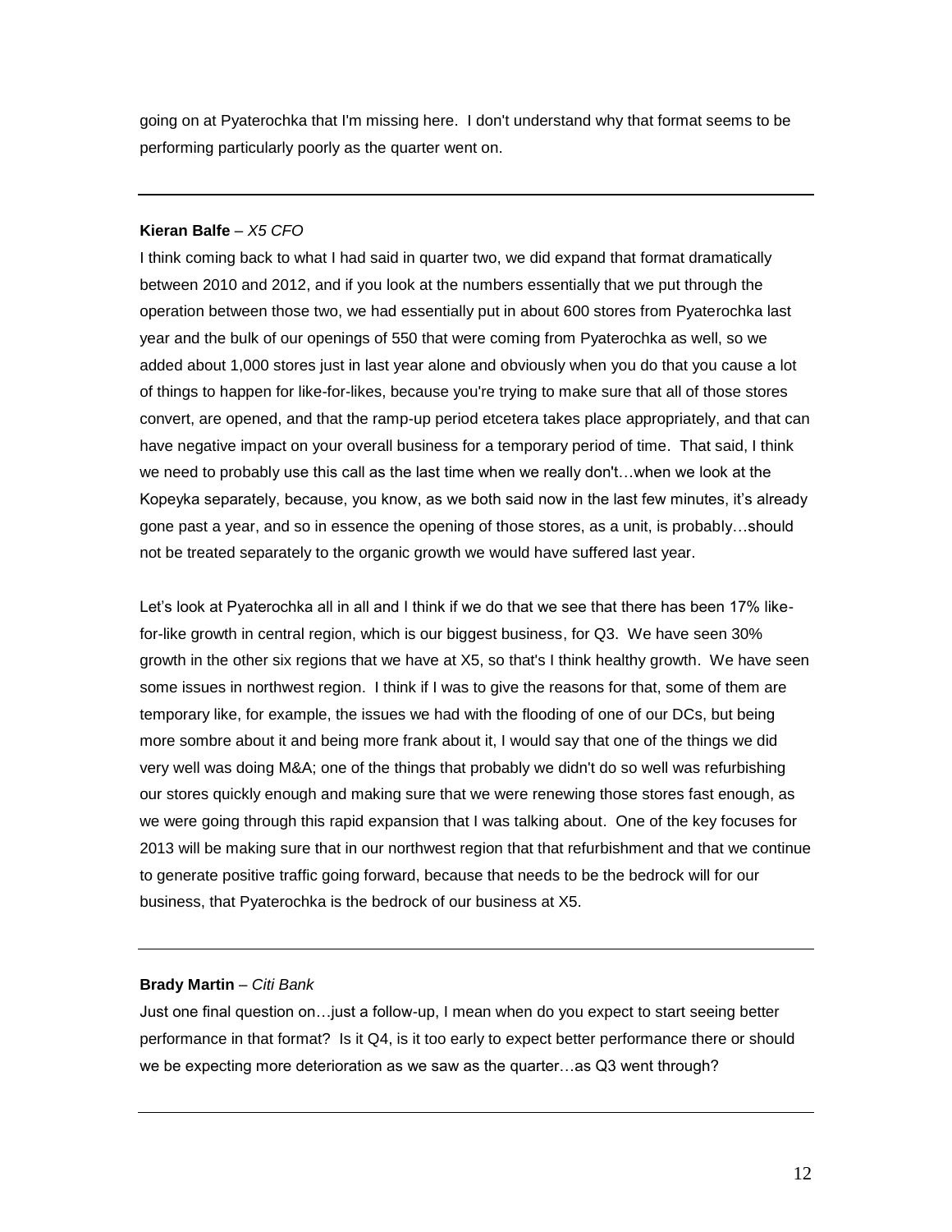going on at Pyaterochka that I'm missing here. I don't understand why that format seems to be performing particularly poorly as the quarter went on.

---

**Kieran Balfe** – *X5 CFO*

I think coming back to what I had said in quarter two, we did expand that format dramatically between 2010 and 2012, and if you look at the numbers essentially that we put through the operation between those two, we had essentially put in about 600 stores from Pyaterochka last year and the bulk of our openings of 550 that were coming from Pyaterochka as well, so we added about 1,000 stores just in last year alone and obviously when you do that you cause a lot of things to happen for like-for-likes, because you're trying to make sure that all of those stores convert, are opened, and that the ramp-up period etcetera takes place appropriately, and that can have negative impact on your overall business for a temporary period of time. That said, I think we need to probably use this call as the last time when we really don't…when we look at the Kopeyka separately, because, you know, as we both said now in the last few minutes, it's already gone past a year, and so in essence the opening of those stores, as a unit, is probably…should not be treated separately to the organic growth we would have suffered last year.

Let's look at Pyaterochka all in all and I think if we do that we see that there has been 17% like-for-like growth in central region, which is our biggest business, for Q3. We have seen 30% growth in the other six regions that we have at X5, so that's I think healthy growth. We have seen some issues in northwest region. I think if I was to give the reasons for that, some of them are temporary like, for example, the issues we had with the flooding of one of our DCs, but being more sombre about it and being more frank about it, I would say that one of the things we did very well was doing M&A; one of the things that probably we didn't do so well was refurbishing our stores quickly enough and making sure that we were renewing those stores fast enough, as we were going through this rapid expansion that I was talking about. One of the key focuses for 2013 will be making sure that in our northwest region that that refurbishment and that we continue to generate positive traffic going forward, because that needs to be the bedrock will for our business, that Pyaterochka is the bedrock of our business at X5.

---

**Brady Martin** – *Citi Bank*

Just one final question on…just a follow-up, I mean when do you expect to start seeing better performance in that format? Is it Q4, is it too early to expect better performance there or should we be expecting more deterioration as we saw as the quarter…as Q3 went through?

---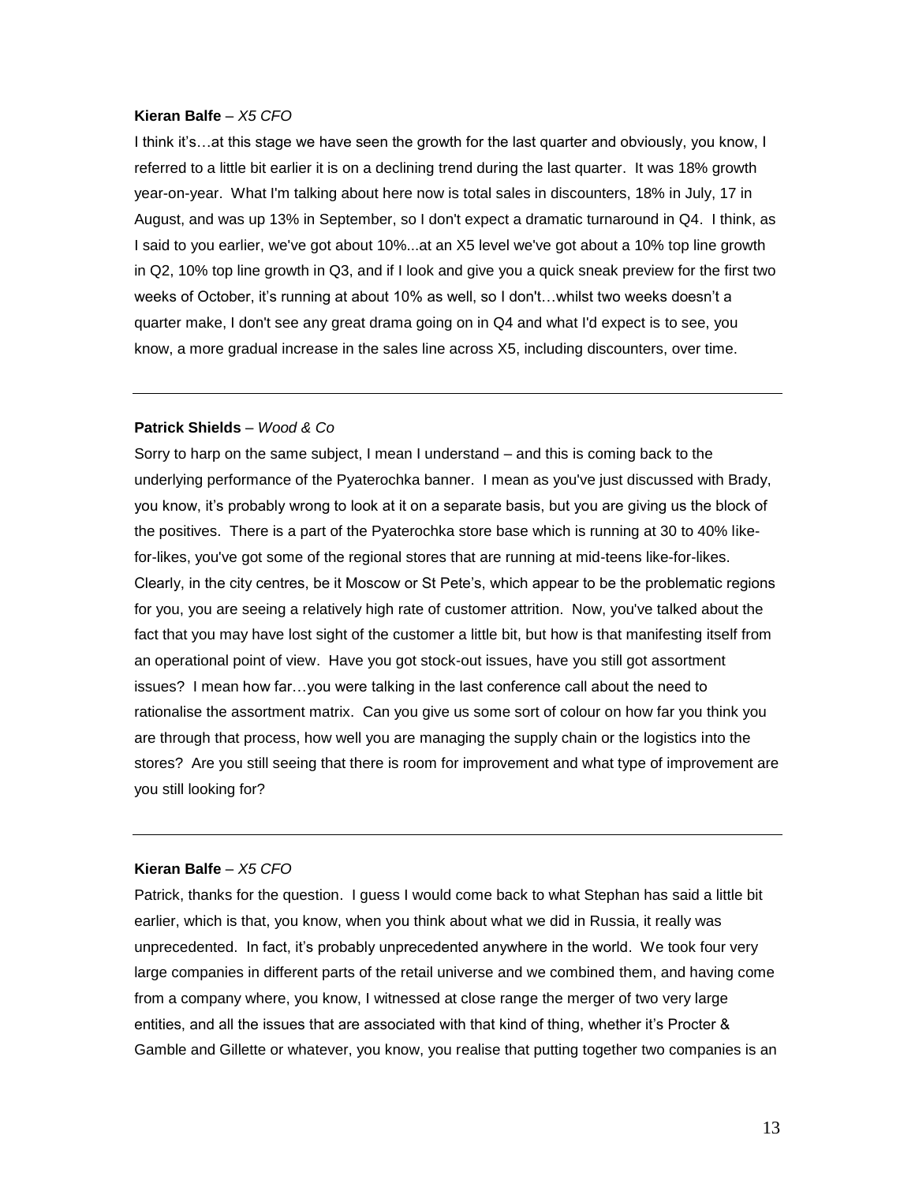**Kieran Balfe** – *X5 CFO*

I think it's…at this stage we have seen the growth for the last quarter and obviously, you know, I referred to a little bit earlier it is on a declining trend during the last quarter. It was 18% growth year-on-year. What I'm talking about here now is total sales in discounters, 18% in July, 17 in August, and was up 13% in September, so I don't expect a dramatic turnaround in Q4. I think, as I said to you earlier, we've got about 10%...at an X5 level we've got about a 10% top line growth in Q2, 10% top line growth in Q3, and if I look and give you a quick sneak preview for the first two weeks of October, it's running at about 10% as well, so I don't…whilst two weeks doesn't a quarter make, I don't see any great drama going on in Q4 and what I'd expect is to see, you know, a more gradual increase in the sales line across X5, including discounters, over time.

---

**Patrick Shields** – *Wood & Co*

Sorry to harp on the same subject, I mean I understand – and this is coming back to the underlying performance of the Pyaterochka banner. I mean as you've just discussed with Brady, you know, it's probably wrong to look at it on a separate basis, but you are giving us the block of the positives. There is a part of the Pyaterochka store base which is running at 30 to 40% like-for-likes, you've got some of the regional stores that are running at mid-teens like-for-likes. Clearly, in the city centres, be it Moscow or St Pete's, which appear to be the problematic regions for you, you are seeing a relatively high rate of customer attrition. Now, you've talked about the fact that you may have lost sight of the customer a little bit, but how is that manifesting itself from an operational point of view. Have you got stock-out issues, have you still got assortment issues? I mean how far…you were talking in the last conference call about the need to rationalise the assortment matrix. Can you give us some sort of colour on how far you think you are through that process, how well you are managing the supply chain or the logistics into the stores? Are you still seeing that there is room for improvement and what type of improvement are you still looking for?

---

**Kieran Balfe** – *X5 CFO*

Patrick, thanks for the question. I guess I would come back to what Stephan has said a little bit earlier, which is that, you know, when you think about what we did in Russia, it really was unprecedented. In fact, it's probably unprecedented anywhere in the world. We took four very large companies in different parts of the retail universe and we combined them, and having come from a company where, you know, I witnessed at close range the merger of two very large entities, and all the issues that are associated with that kind of thing, whether it's Procter & Gamble and Gillette or whatever, you know, you realise that putting together two companies is an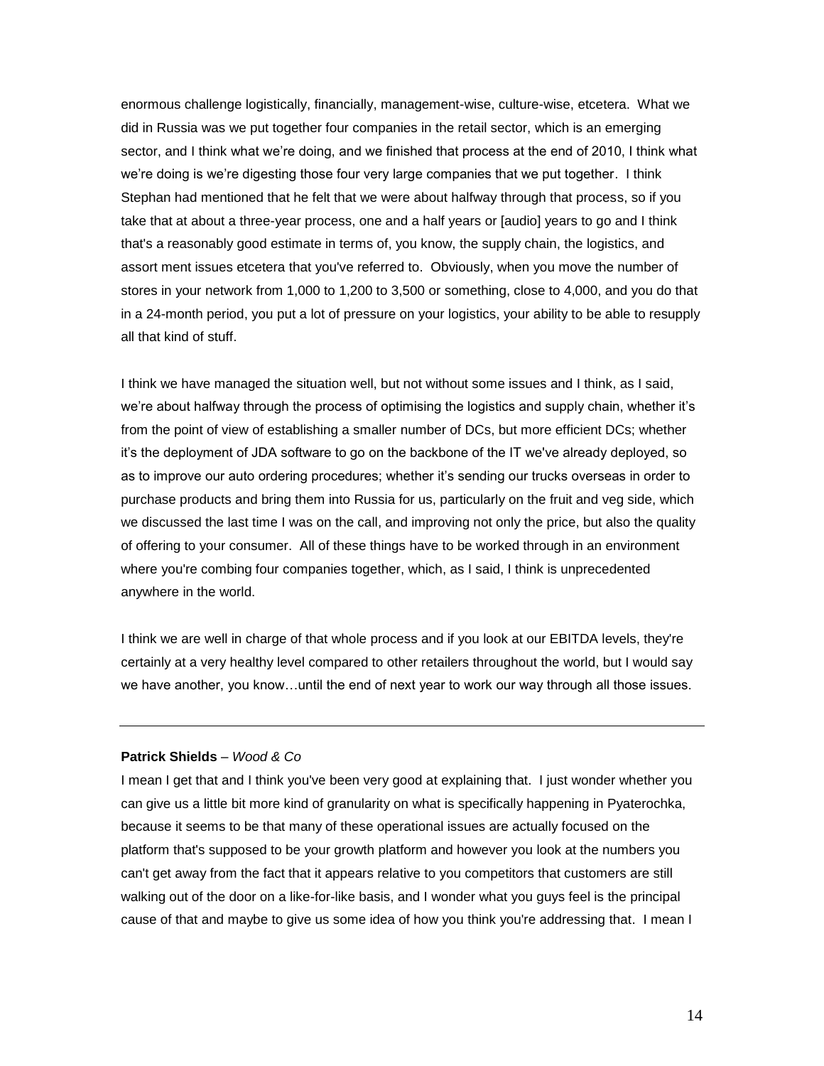enormous challenge logistically, financially, management-wise, culture-wise, etcetera. What we did in Russia was we put together four companies in the retail sector, which is an emerging sector, and I think what we're doing, and we finished that process at the end of 2010, I think what we're doing is we're digesting those four very large companies that we put together. I think Stephan had mentioned that he felt that we were about halfway through that process, so if you take that at about a three-year process, one and a half years or [audio] years to go and I think that's a reasonably good estimate in terms of, you know, the supply chain, the logistics, and assort ment issues etcetera that you've referred to. Obviously, when you move the number of stores in your network from 1,000 to 1,200 to 3,500 or something, close to 4,000, and you do that in a 24-month period, you put a lot of pressure on your logistics, your ability to be able to resupply all that kind of stuff.

I think we have managed the situation well, but not without some issues and I think, as I said, we're about halfway through the process of optimising the logistics and supply chain, whether it's from the point of view of establishing a smaller number of DCs, but more efficient DCs; whether it's the deployment of JDA software to go on the backbone of the IT we've already deployed, so as to improve our auto ordering procedures; whether it's sending our trucks overseas in order to purchase products and bring them into Russia for us, particularly on the fruit and veg side, which we discussed the last time I was on the call, and improving not only the price, but also the quality of offering to your consumer. All of these things have to be worked through in an environment where you're combing four companies together, which, as I said, I think is unprecedented anywhere in the world.

I think we are well in charge of that whole process and if you look at our EBITDA levels, they're certainly at a very healthy level compared to other retailers throughout the world, but I would say we have another, you know…until the end of next year to work our way through all those issues.

---

**Patrick Shields** – *Wood & Co*

I mean I get that and I think you've been very good at explaining that. I just wonder whether you can give us a little bit more kind of granularity on what is specifically happening in Pyaterochka, because it seems to be that many of these operational issues are actually focused on the platform that's supposed to be your growth platform and however you look at the numbers you can't get away from the fact that it appears relative to you competitors that customers are still walking out of the door on a like-for-like basis, and I wonder what you guys feel is the principal cause of that and maybe to give us some idea of how you think you're addressing that. I mean I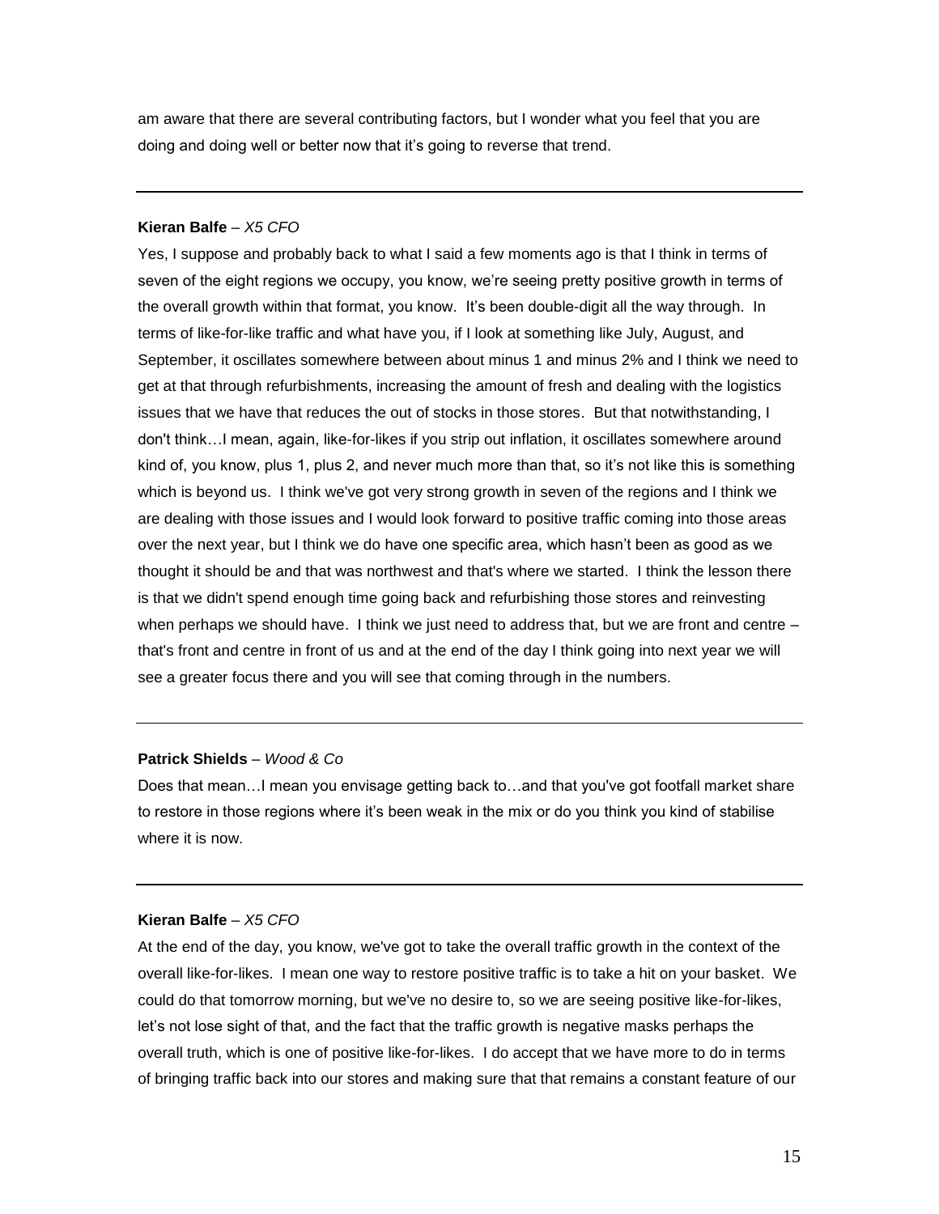am aware that there are several contributing factors, but I wonder what you feel that you are doing and doing well or better now that it's going to reverse that trend.

---

**Kieran Balfe** – *X5 CFO*

Yes, I suppose and probably back to what I said a few moments ago is that I think in terms of seven of the eight regions we occupy, you know, we're seeing pretty positive growth in terms of the overall growth within that format, you know. It's been double-digit all the way through. In terms of like-for-like traffic and what have you, if I look at something like July, August, and September, it oscillates somewhere between about minus 1 and minus 2% and I think we need to get at that through refurbishments, increasing the amount of fresh and dealing with the logistics issues that we have that reduces the out of stocks in those stores. But that notwithstanding, I don't think…I mean, again, like-for-likes if you strip out inflation, it oscillates somewhere around kind of, you know, plus 1, plus 2, and never much more than that, so it's not like this is something which is beyond us. I think we've got very strong growth in seven of the regions and I think we are dealing with those issues and I would look forward to positive traffic coming into those areas over the next year, but I think we do have one specific area, which hasn't been as good as we thought it should be and that was northwest and that's where we started. I think the lesson there is that we didn't spend enough time going back and refurbishing those stores and reinvesting when perhaps we should have. I think we just need to address that, but we are front and centre – that's front and centre in front of us and at the end of the day I think going into next year we will see a greater focus there and you will see that coming through in the numbers.

---

**Patrick Shields** – *Wood & Co*

Does that mean…I mean you envisage getting back to…and that you've got footfall market share to restore in those regions where it's been weak in the mix or do you think you kind of stabilise where it is now.

---

**Kieran Balfe** – *X5 CFO*

At the end of the day, you know, we've got to take the overall traffic growth in the context of the overall like-for-likes. I mean one way to restore positive traffic is to take a hit on your basket. We could do that tomorrow morning, but we've no desire to, so we are seeing positive like-for-likes, let's not lose sight of that, and the fact that the traffic growth is negative masks perhaps the overall truth, which is one of positive like-for-likes. I do accept that we have more to do in terms of bringing traffic back into our stores and making sure that that remains a constant feature of our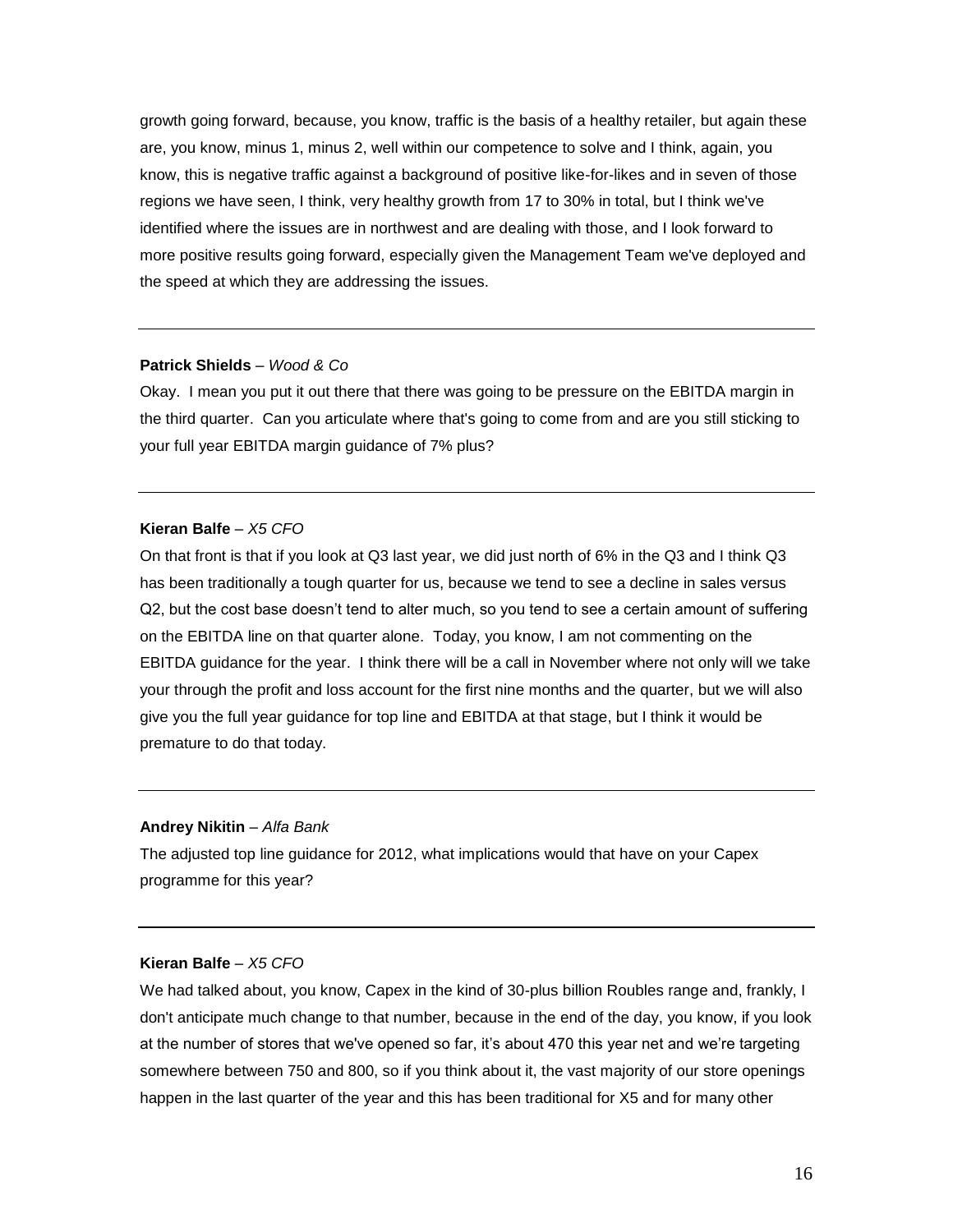growth going forward, because, you know, traffic is the basis of a healthy retailer, but again these are, you know, minus 1, minus 2, well within our competence to solve and I think, again, you know, this is negative traffic against a background of positive like-for-likes and in seven of those regions we have seen, I think, very healthy growth from 17 to 30% in total, but I think we've identified where the issues are in northwest and are dealing with those, and I look forward to more positive results going forward, especially given the Management Team we've deployed and the speed at which they are addressing the issues.

---

**Patrick Shields** – *Wood & Co*

Okay. I mean you put it out there that there was going to be pressure on the EBITDA margin in the third quarter. Can you articulate where that's going to come from and are you still sticking to your full year EBITDA margin guidance of 7% plus?

---

**Kieran Balfe** – *X5 CFO*

On that front is that if you look at Q3 last year, we did just north of 6% in the Q3 and I think Q3 has been traditionally a tough quarter for us, because we tend to see a decline in sales versus Q2, but the cost base doesn't tend to alter much, so you tend to see a certain amount of suffering on the EBITDA line on that quarter alone. Today, you know, I am not commenting on the EBITDA guidance for the year. I think there will be a call in November where not only will we take your through the profit and loss account for the first nine months and the quarter, but we will also give you the full year guidance for top line and EBITDA at that stage, but I think it would be premature to do that today.

---

**Andrey Nikitin** – *Alfa Bank*

The adjusted top line guidance for 2012, what implications would that have on your Capex programme for this year?

---

**Kieran Balfe** – *X5 CFO*

We had talked about, you know, Capex in the kind of 30-plus billion Roubles range and, frankly, I don't anticipate much change to that number, because in the end of the day, you know, if you look at the number of stores that we've opened so far, it's about 470 this year net and we're targeting somewhere between 750 and 800, so if you think about it, the vast majority of our store openings happen in the last quarter of the year and this has been traditional for X5 and for many other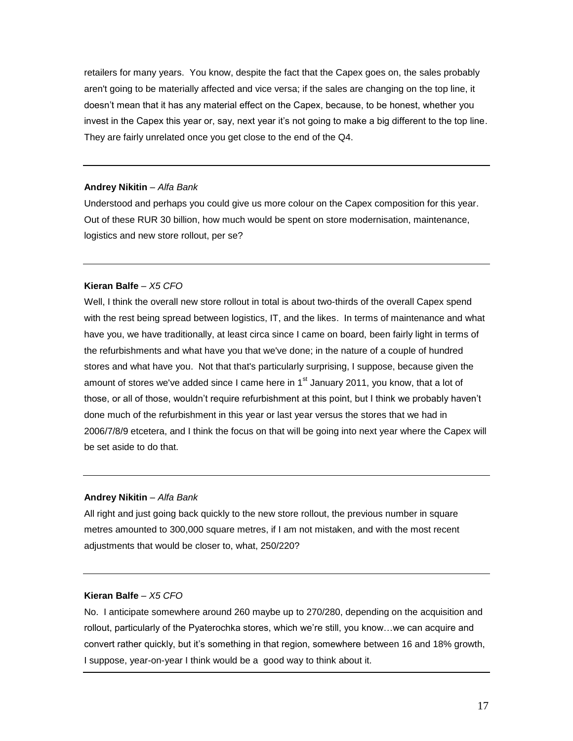retailers for many years. You know, despite the fact that the Capex goes on, the sales probably aren't going to be materially affected and vice versa; if the sales are changing on the top line, it doesn't mean that it has any material effect on the Capex, because, to be honest, whether you invest in the Capex this year or, say, next year it's not going to make a big different to the top line. They are fairly unrelated once you get close to the end of the Q4.

---

**Andrey Nikitin** – *Alfa Bank*

Understood and perhaps you could give us more colour on the Capex composition for this year. Out of these RUR 30 billion, how much would be spent on store modernisation, maintenance, logistics and new store rollout, per se?

---

**Kieran Balfe** – *X5 CFO*

Well, I think the overall new store rollout in total is about two-thirds of the overall Capex spend with the rest being spread between logistics, IT, and the likes. In terms of maintenance and what have you, we have traditionally, at least circa since I came on board, been fairly light in terms of the refurbishments and what have you that we've done; in the nature of a couple of hundred stores and what have you. Not that that's particularly surprising, I suppose, because given the amount of stores we've added since I came here in 1st January 2011, you know, that a lot of those, or all of those, wouldn't require refurbishment at this point, but I think we probably haven't done much of the refurbishment in this year or last year versus the stores that we had in 2006/7/8/9 etcetera, and I think the focus on that will be going into next year where the Capex will be set aside to do that.

---

**Andrey Nikitin** – *Alfa Bank*

All right and just going back quickly to the new store rollout, the previous number in square metres amounted to 300,000 square metres, if I am not mistaken, and with the most recent adjustments that would be closer to, what, 250/220?

---

**Kieran Balfe** – *X5 CFO*

No. I anticipate somewhere around 260 maybe up to 270/280, depending on the acquisition and rollout, particularly of the Pyaterochka stores, which we're still, you know…we can acquire and convert rather quickly, but it's something in that region, somewhere between 16 and 18% growth, I suppose, year-on-year I think would be a good way to think about it.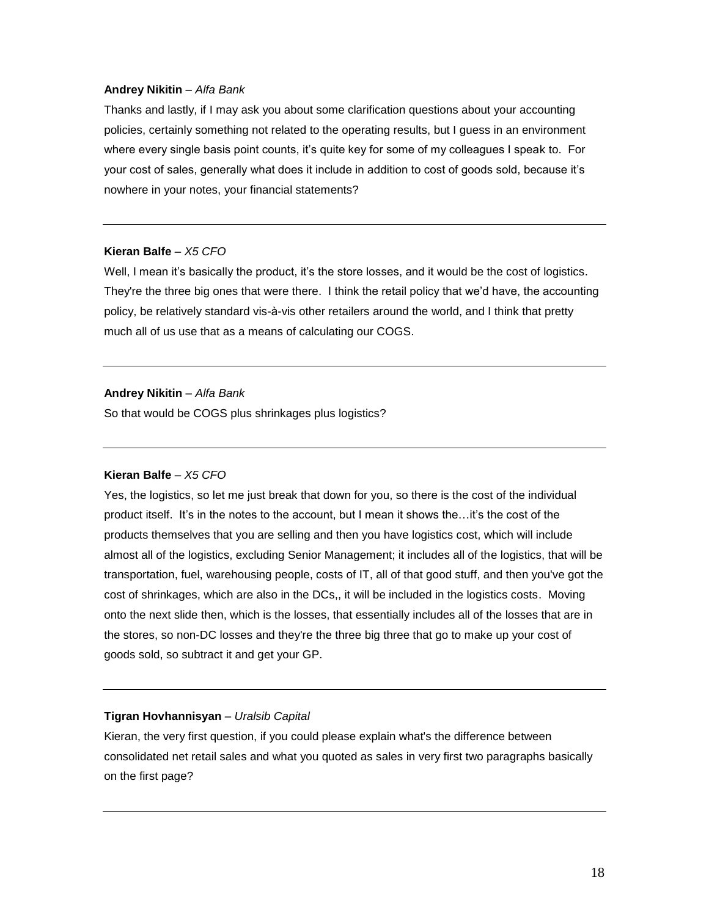**Andrey Nikitin** – *Alfa Bank*

Thanks and lastly, if I may ask you about some clarification questions about your accounting policies, certainly something not related to the operating results, but I guess in an environment where every single basis point counts, it's quite key for some of my colleagues I speak to. For your cost of sales, generally what does it include in addition to cost of goods sold, because it's nowhere in your notes, your financial statements?

---

**Kieran Balfe** – *X5 CFO*

Well, I mean it's basically the product, it's the store losses, and it would be the cost of logistics. They're the three big ones that were there. I think the retail policy that we'd have, the accounting policy, be relatively standard vis-à-vis other retailers around the world, and I think that pretty much all of us use that as a means of calculating our COGS.

---

**Andrey Nikitin** – *Alfa Bank*

So that would be COGS plus shrinkages plus logistics?

---

**Kieran Balfe** – *X5 CFO*

Yes, the logistics, so let me just break that down for you, so there is the cost of the individual product itself. It's in the notes to the account, but I mean it shows the…it's the cost of the products themselves that you are selling and then you have logistics cost, which will include almost all of the logistics, excluding Senior Management; it includes all of the logistics, that will be transportation, fuel, warehousing people, costs of IT, all of that good stuff, and then you've got the cost of shrinkages, which are also in the DCs,, it will be included in the logistics costs. Moving onto the next slide then, which is the losses, that essentially includes all of the losses that are in the stores, so non-DC losses and they're the three big three that go to make up your cost of goods sold, so subtract it and get your GP.

---

**Tigran Hovhannisyan** – *Uralsib Capital*

Kieran, the very first question, if you could please explain what's the difference between consolidated net retail sales and what you quoted as sales in very first two paragraphs basically on the first page?

---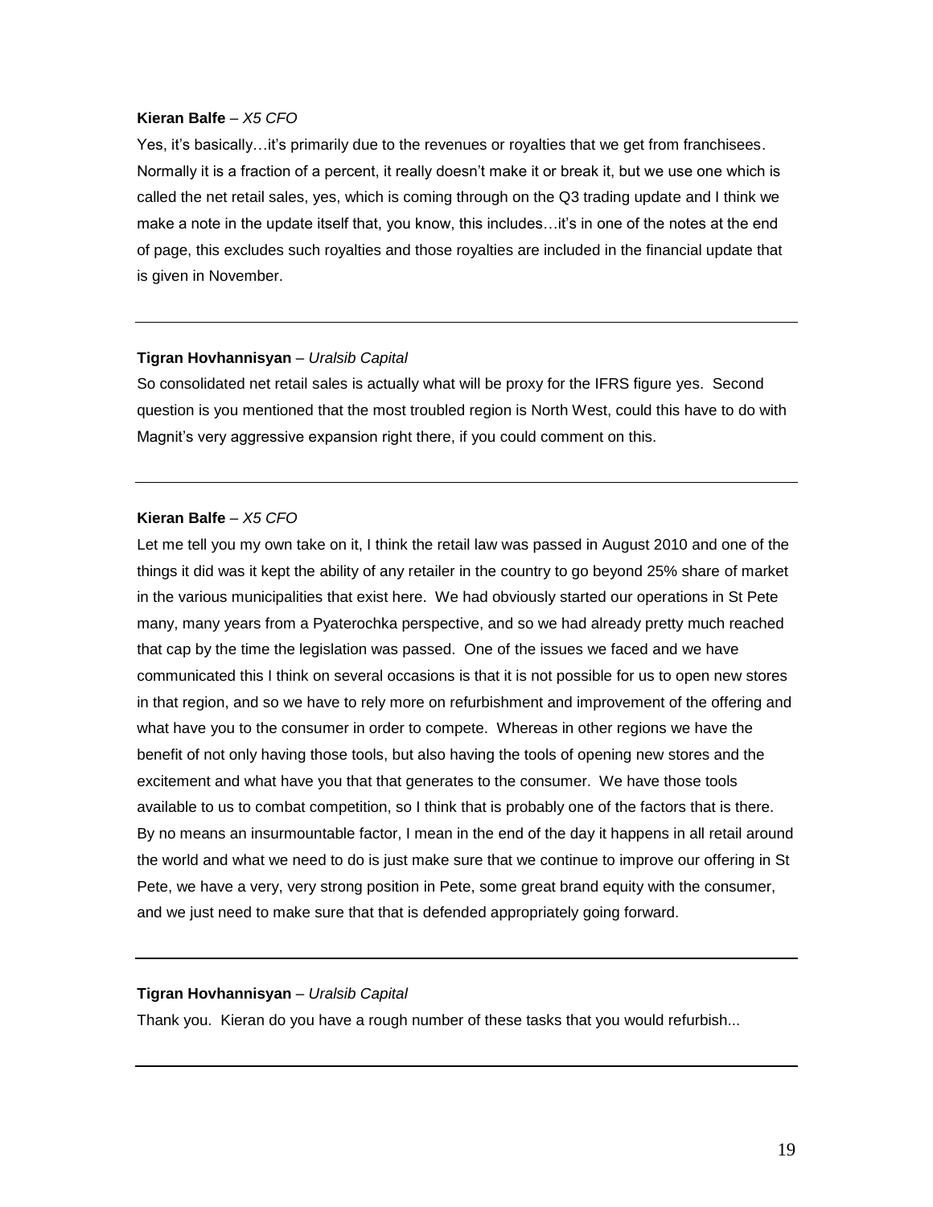**Kieran Balfe** – *X5 CFO*

Yes, it's basically…it's primarily due to the revenues or royalties that we get from franchisees. Normally it is a fraction of a percent, it really doesn't make it or break it, but we use one which is called the net retail sales, yes, which is coming through on the Q3 trading update and I think we make a note in the update itself that, you know, this includes…it's in one of the notes at the end of page, this excludes such royalties and those royalties are included in the financial update that is given in November.

---

**Tigran Hovhannisyan** – *Uralsib Capital*

So consolidated net retail sales is actually what will be proxy for the IFRS figure yes. Second question is you mentioned that the most troubled region is North West, could this have to do with Magnit's very aggressive expansion right there, if you could comment on this.

---

**Kieran Balfe** – *X5 CFO*

Let me tell you my own take on it, I think the retail law was passed in August 2010 and one of the things it did was it kept the ability of any retailer in the country to go beyond 25% share of market in the various municipalities that exist here. We had obviously started our operations in St Pete many, many years from a Pyaterochka perspective, and so we had already pretty much reached that cap by the time the legislation was passed. One of the issues we faced and we have communicated this I think on several occasions is that it is not possible for us to open new stores in that region, and so we have to rely more on refurbishment and improvement of the offering and what have you to the consumer in order to compete. Whereas in other regions we have the benefit of not only having those tools, but also having the tools of opening new stores and the excitement and what have you that that generates to the consumer. We have those tools available to us to combat competition, so I think that is probably one of the factors that is there. By no means an insurmountable factor, I mean in the end of the day it happens in all retail around the world and what we need to do is just make sure that we continue to improve our offering in St Pete, we have a very, very strong position in Pete, some great brand equity with the consumer, and we just need to make sure that that is defended appropriately going forward.

---

**Tigran Hovhannisyan** – *Uralsib Capital*

Thank you. Kieran do you have a rough number of these tasks that you would refurbish...

---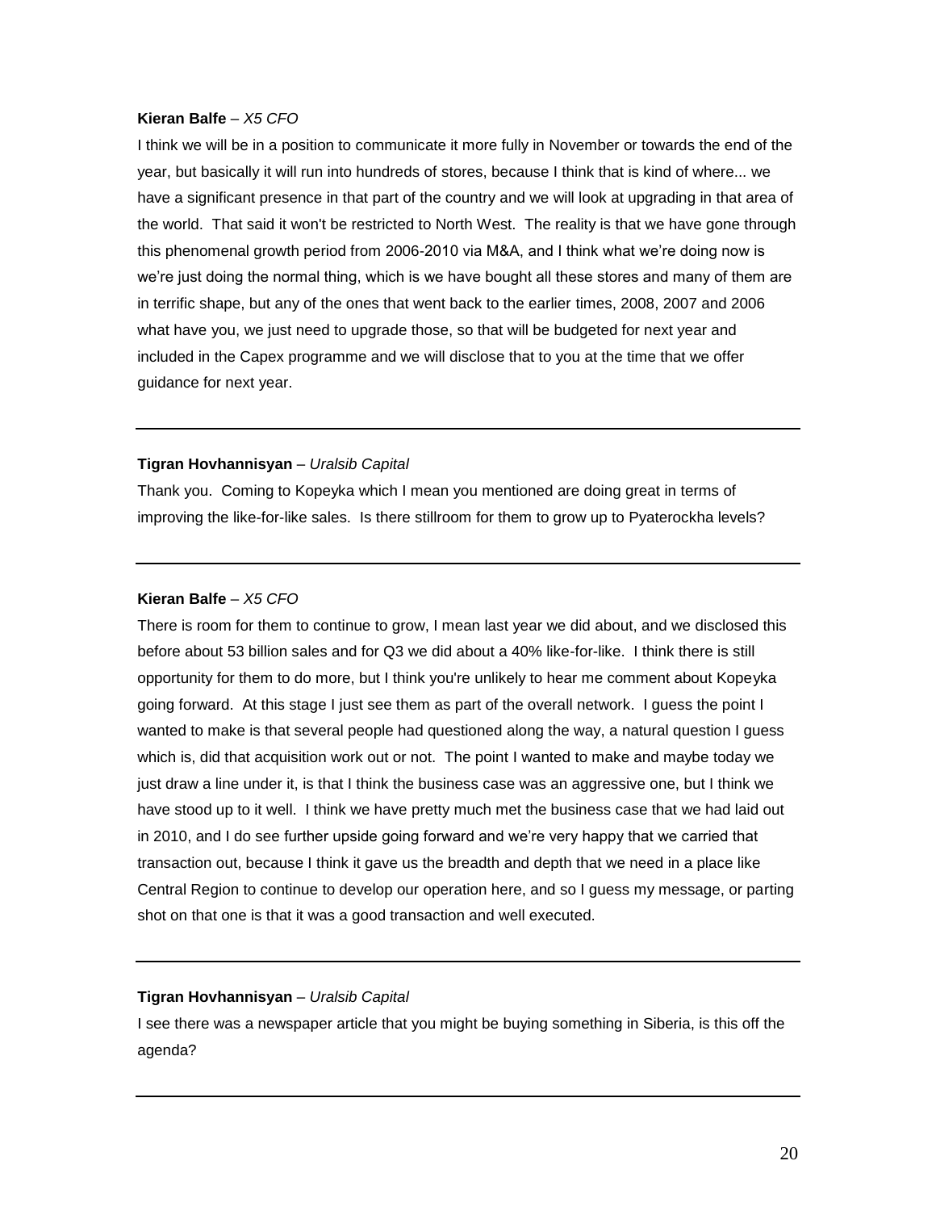**Kieran Balfe** – *X5 CFO*

I think we will be in a position to communicate it more fully in November or towards the end of the year, but basically it will run into hundreds of stores, because I think that is kind of where... we have a significant presence in that part of the country and we will look at upgrading in that area of the world. That said it won't be restricted to North West. The reality is that we have gone through this phenomenal growth period from 2006-2010 via M&A, and I think what we're doing now is we're just doing the normal thing, which is we have bought all these stores and many of them are in terrific shape, but any of the ones that went back to the earlier times, 2008, 2007 and 2006 what have you, we just need to upgrade those, so that will be budgeted for next year and included in the Capex programme and we will disclose that to you at the time that we offer guidance for next year.

---

**Tigran Hovhannisyan** – *Uralsib Capital*

Thank you. Coming to Kopeyka which I mean you mentioned are doing great in terms of improving the like-for-like sales. Is there stillroom for them to grow up to Pyaterockha levels?

---

**Kieran Balfe** – *X5 CFO*

There is room for them to continue to grow, I mean last year we did about, and we disclosed this before about 53 billion sales and for Q3 we did about a 40% like-for-like. I think there is still opportunity for them to do more, but I think you're unlikely to hear me comment about Kopeyka going forward. At this stage I just see them as part of the overall network. I guess the point I wanted to make is that several people had questioned along the way, a natural question I guess which is, did that acquisition work out or not. The point I wanted to make and maybe today we just draw a line under it, is that I think the business case was an aggressive one, but I think we have stood up to it well. I think we have pretty much met the business case that we had laid out in 2010, and I do see further upside going forward and we're very happy that we carried that transaction out, because I think it gave us the breadth and depth that we need in a place like Central Region to continue to develop our operation here, and so I guess my message, or parting shot on that one is that it was a good transaction and well executed.

---

**Tigran Hovhannisyan** – *Uralsib Capital*

I see there was a newspaper article that you might be buying something in Siberia, is this off the agenda?

---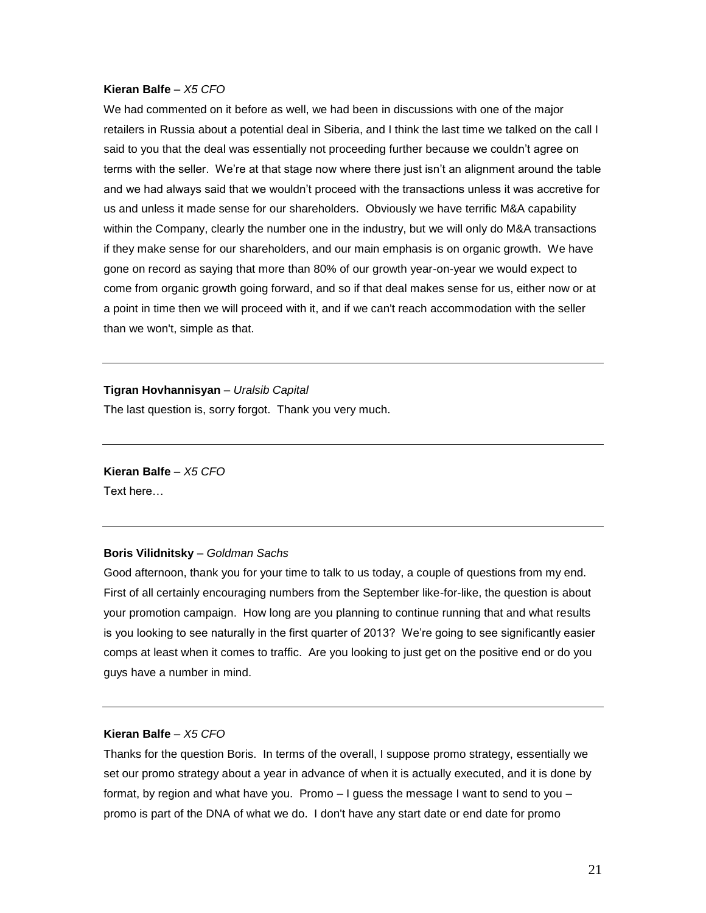**Kieran Balfe** – *X5 CFO*

We had commented on it before as well, we had been in discussions with one of the major retailers in Russia about a potential deal in Siberia, and I think the last time we talked on the call I said to you that the deal was essentially not proceeding further because we couldn't agree on terms with the seller. We're at that stage now where there just isn't an alignment around the table and we had always said that we wouldn't proceed with the transactions unless it was accretive for us and unless it made sense for our shareholders. Obviously we have terrific M&A capability within the Company, clearly the number one in the industry, but we will only do M&A transactions if they make sense for our shareholders, and our main emphasis is on organic growth. We have gone on record as saying that more than 80% of our growth year-on-year we would expect to come from organic growth going forward, and so if that deal makes sense for us, either now or at a point in time then we will proceed with it, and if we can't reach accommodation with the seller than we won't, simple as that.

---

**Tigran Hovhannisyan** – *Uralsib Capital*

The last question is, sorry forgot. Thank you very much.

---

**Kieran Balfe** – *X5 CFO*

Text here…

---

**Boris Vilidnitsky** – *Goldman Sachs*

Good afternoon, thank you for your time to talk to us today, a couple of questions from my end. First of all certainly encouraging numbers from the September like-for-like, the question is about your promotion campaign. How long are you planning to continue running that and what results is you looking to see naturally in the first quarter of 2013? We're going to see significantly easier comps at least when it comes to traffic. Are you looking to just get on the positive end or do you guys have a number in mind.

---

**Kieran Balfe** – *X5 CFO*

Thanks for the question Boris. In terms of the overall, I suppose promo strategy, essentially we set our promo strategy about a year in advance of when it is actually executed, and it is done by format, by region and what have you. Promo – I guess the message I want to send to you – promo is part of the DNA of what we do. I don't have any start date or end date for promo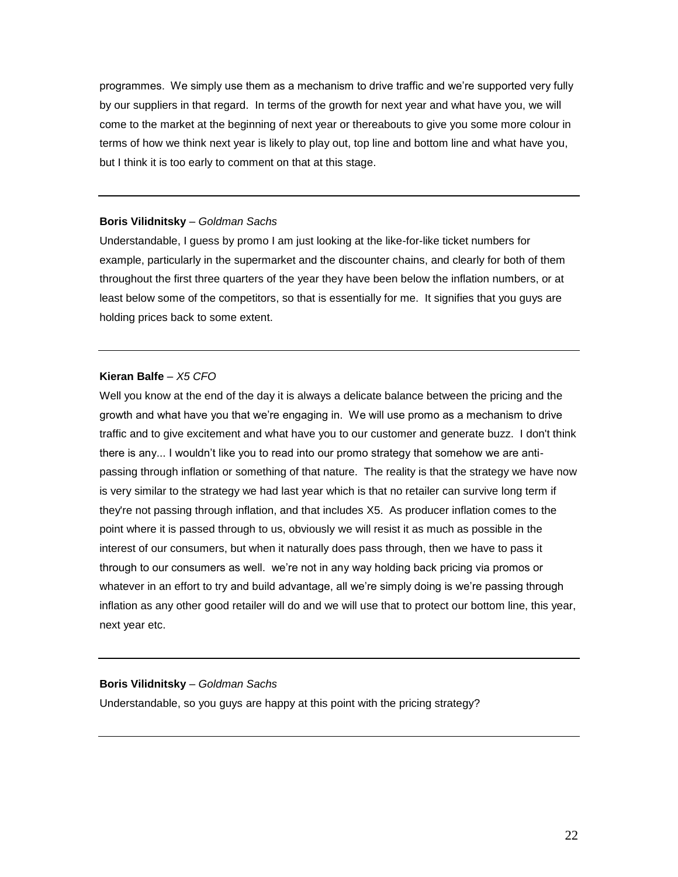programmes. We simply use them as a mechanism to drive traffic and we're supported very fully by our suppliers in that regard. In terms of the growth for next year and what have you, we will come to the market at the beginning of next year or thereabouts to give you some more colour in terms of how we think next year is likely to play out, top line and bottom line and what have you, but I think it is too early to comment on that at this stage.

---

**Boris Vilidnitsky** – *Goldman Sachs*

Understandable, I guess by promo I am just looking at the like-for-like ticket numbers for example, particularly in the supermarket and the discounter chains, and clearly for both of them throughout the first three quarters of the year they have been below the inflation numbers, or at least below some of the competitors, so that is essentially for me. It signifies that you guys are holding prices back to some extent.

---

**Kieran Balfe** – *X5 CFO*

Well you know at the end of the day it is always a delicate balance between the pricing and the growth and what have you that we're engaging in. We will use promo as a mechanism to drive traffic and to give excitement and what have you to our customer and generate buzz. I don't think there is any... I wouldn't like you to read into our promo strategy that somehow we are anti-passing through inflation or something of that nature. The reality is that the strategy we have now is very similar to the strategy we had last year which is that no retailer can survive long term if they're not passing through inflation, and that includes X5. As producer inflation comes to the point where it is passed through to us, obviously we will resist it as much as possible in the interest of our consumers, but when it naturally does pass through, then we have to pass it through to our consumers as well. we're not in any way holding back pricing via promos or whatever in an effort to try and build advantage, all we're simply doing is we're passing through inflation as any other good retailer will do and we will use that to protect our bottom line, this year, next year etc.

---

**Boris Vilidnitsky** – *Goldman Sachs*

Understandable, so you guys are happy at this point with the pricing strategy?

---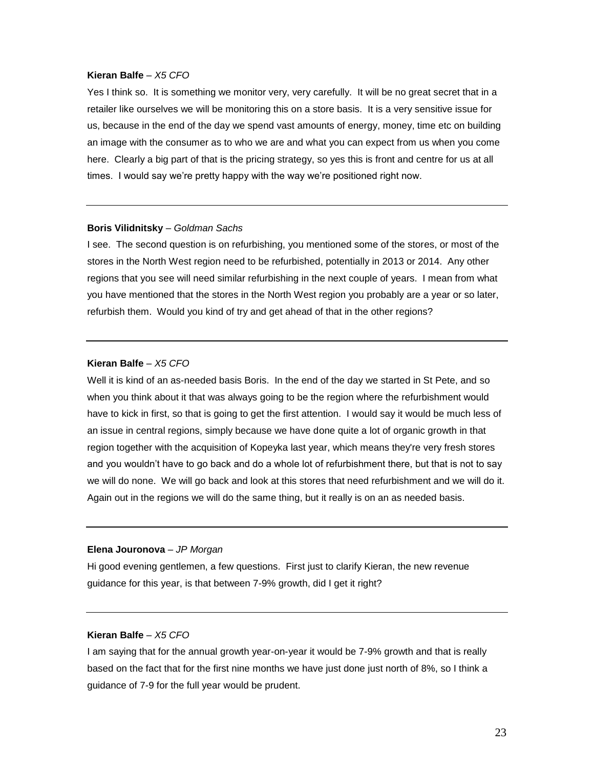**Kieran Balfe** – *X5 CFO*

Yes I think so. It is something we monitor very, very carefully. It will be no great secret that in a retailer like ourselves we will be monitoring this on a store basis. It is a very sensitive issue for us, because in the end of the day we spend vast amounts of energy, money, time etc on building an image with the consumer as to who we are and what you can expect from us when you come here. Clearly a big part of that is the pricing strategy, so yes this is front and centre for us at all times. I would say we're pretty happy with the way we're positioned right now.

---

**Boris Vilidnitsky** – *Goldman Sachs*

I see. The second question is on refurbishing, you mentioned some of the stores, or most of the stores in the North West region need to be refurbished, potentially in 2013 or 2014. Any other regions that you see will need similar refurbishing in the next couple of years. I mean from what you have mentioned that the stores in the North West region you probably are a year or so later, refurbish them. Would you kind of try and get ahead of that in the other regions?

---

**Kieran Balfe** – *X5 CFO*

Well it is kind of an as-needed basis Boris. In the end of the day we started in St Pete, and so when you think about it that was always going to be the region where the refurbishment would have to kick in first, so that is going to get the first attention. I would say it would be much less of an issue in central regions, simply because we have done quite a lot of organic growth in that region together with the acquisition of Kopeyka last year, which means they're very fresh stores and you wouldn't have to go back and do a whole lot of refurbishment there, but that is not to say we will do none. We will go back and look at this stores that need refurbishment and we will do it. Again out in the regions we will do the same thing, but it really is on an as needed basis.

---

**Elena Jouronova** – *JP Morgan*

Hi good evening gentlemen, a few questions. First just to clarify Kieran, the new revenue guidance for this year, is that between 7-9% growth, did I get it right?

---

**Kieran Balfe** – *X5 CFO*

I am saying that for the annual growth year-on-year it would be 7-9% growth and that is really based on the fact that for the first nine months we have just done just north of 8%, so I think a guidance of 7-9 for the full year would be prudent.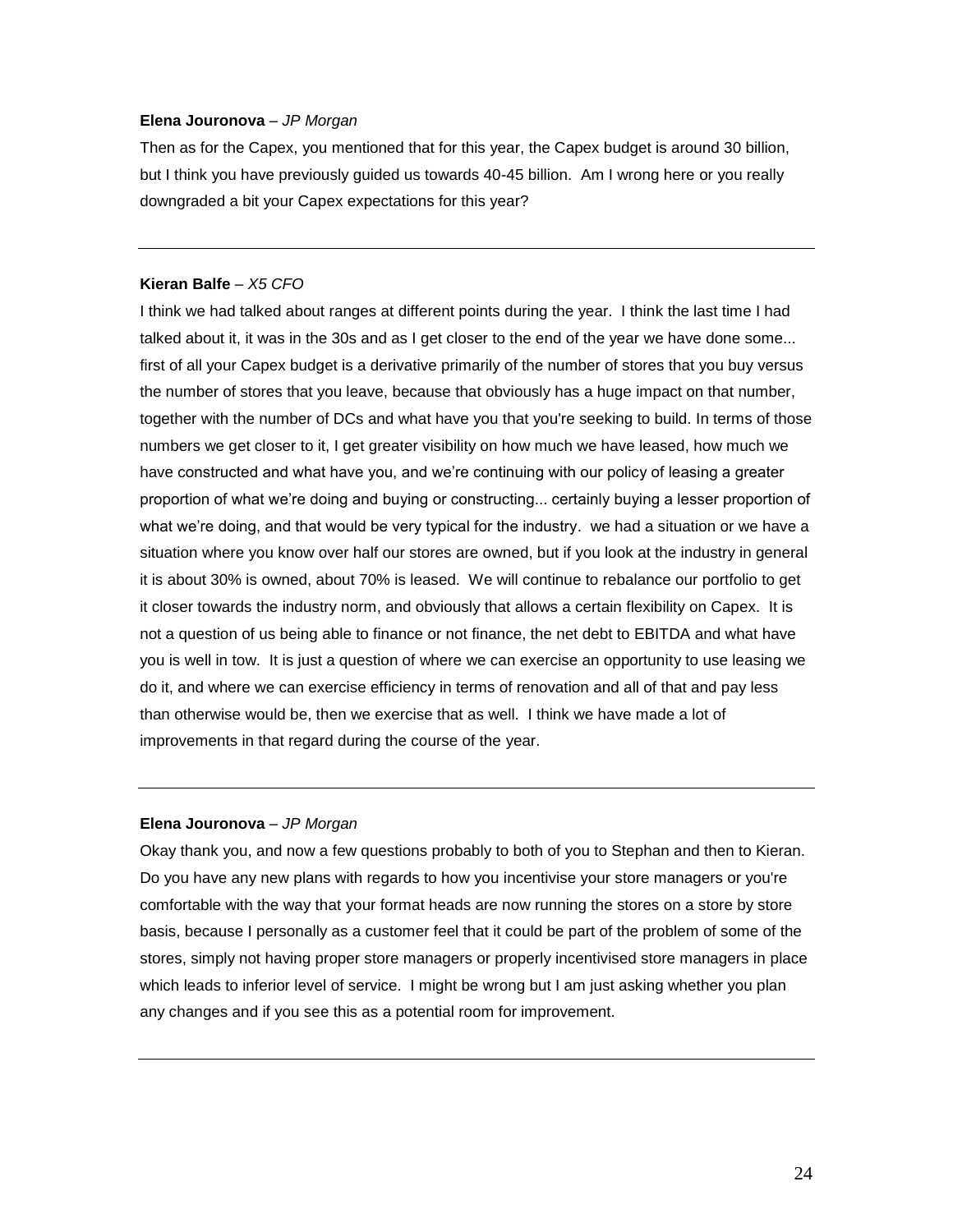**Elena Jouronova** – *JP Morgan*

Then as for the Capex, you mentioned that for this year, the Capex budget is around 30 billion, but I think you have previously guided us towards 40-45 billion. Am I wrong here or you really downgraded a bit your Capex expectations for this year?

---

**Kieran Balfe** – *X5 CFO*

I think we had talked about ranges at different points during the year. I think the last time I had talked about it, it was in the 30s and as I get closer to the end of the year we have done some... first of all your Capex budget is a derivative primarily of the number of stores that you buy versus the number of stores that you leave, because that obviously has a huge impact on that number, together with the number of DCs and what have you that you're seeking to build. In terms of those numbers we get closer to it, I get greater visibility on how much we have leased, how much we have constructed and what have you, and we're continuing with our policy of leasing a greater proportion of what we're doing and buying or constructing... certainly buying a lesser proportion of what we're doing, and that would be very typical for the industry. we had a situation or we have a situation where you know over half our stores are owned, but if you look at the industry in general it is about 30% is owned, about 70% is leased. We will continue to rebalance our portfolio to get it closer towards the industry norm, and obviously that allows a certain flexibility on Capex. It is not a question of us being able to finance or not finance, the net debt to EBITDA and what have you is well in tow. It is just a question of where we can exercise an opportunity to use leasing we do it, and where we can exercise efficiency in terms of renovation and all of that and pay less than otherwise would be, then we exercise that as well. I think we have made a lot of improvements in that regard during the course of the year.

---

**Elena Jouronova** – *JP Morgan*

Okay thank you, and now a few questions probably to both of you to Stephan and then to Kieran. Do you have any new plans with regards to how you incentivise your store managers or you're comfortable with the way that your format heads are now running the stores on a store by store basis, because I personally as a customer feel that it could be part of the problem of some of the stores, simply not having proper store managers or properly incentivised store managers in place which leads to inferior level of service. I might be wrong but I am just asking whether you plan any changes and if you see this as a potential room for improvement.

---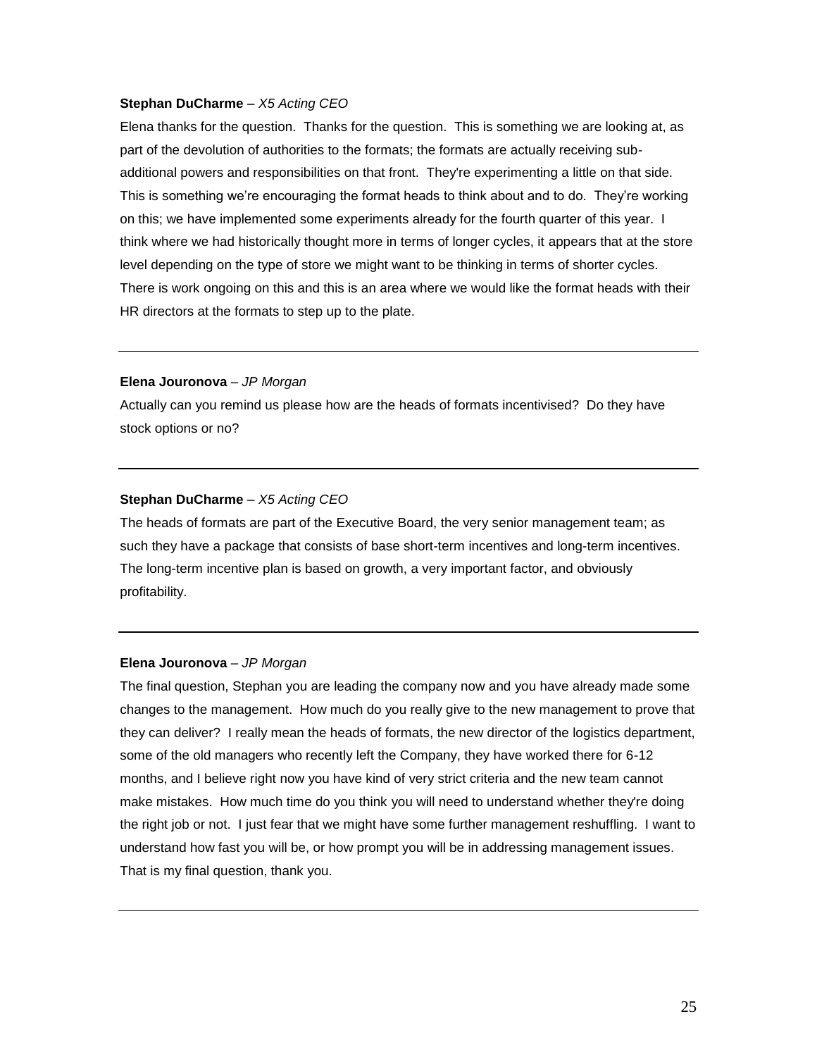**Stephan DuCharme** – *X5 Acting CEO*

Elena thanks for the question. Thanks for the question. This is something we are looking at, as part of the devolution of authorities to the formats; the formats are actually receiving sub-additional powers and responsibilities on that front. They're experimenting a little on that side. This is something we're encouraging the format heads to think about and to do. They're working on this; we have implemented some experiments already for the fourth quarter of this year. I think where we had historically thought more in terms of longer cycles, it appears that at the store level depending on the type of store we might want to be thinking in terms of shorter cycles. There is work ongoing on this and this is an area where we would like the format heads with their HR directors at the formats to step up to the plate.

---

**Elena Jouronova** – *JP Morgan*

Actually can you remind us please how are the heads of formats incentivised? Do they have stock options or no?

---

**Stephan DuCharme** – *X5 Acting CEO*

The heads of formats are part of the Executive Board, the very senior management team; as such they have a package that consists of base short-term incentives and long-term incentives. The long-term incentive plan is based on growth, a very important factor, and obviously profitability.

---

**Elena Jouronova** – *JP Morgan*

The final question, Stephan you are leading the company now and you have already made some changes to the management. How much do you really give to the new management to prove that they can deliver? I really mean the heads of formats, the new director of the logistics department, some of the old managers who recently left the Company, they have worked there for 6-12 months, and I believe right now you have kind of very strict criteria and the new team cannot make mistakes. How much time do you think you will need to understand whether they're doing the right job or not. I just fear that we might have some further management reshuffling. I want to understand how fast you will be, or how prompt you will be in addressing management issues. That is my final question, thank you.

---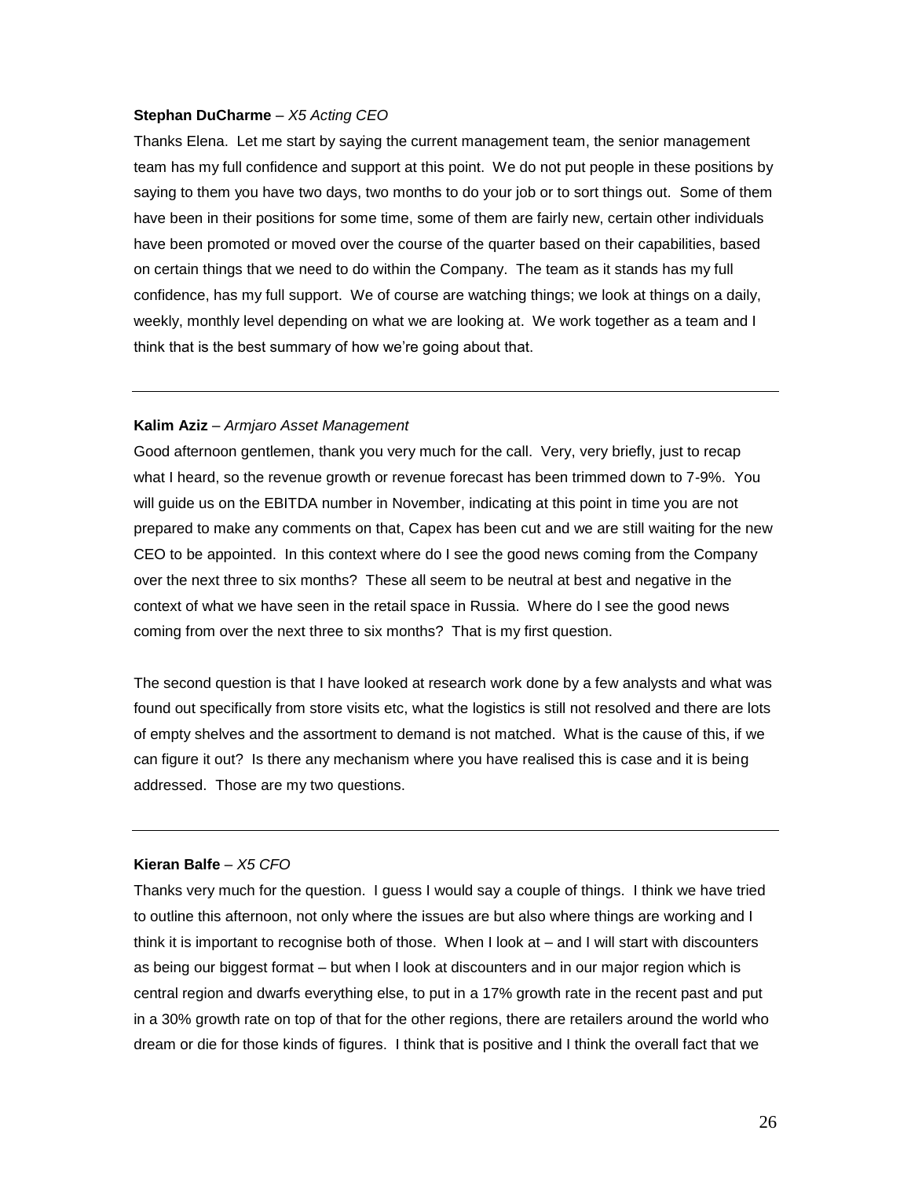**Stephan DuCharme** – *X5 Acting CEO*

Thanks Elena. Let me start by saying the current management team, the senior management team has my full confidence and support at this point. We do not put people in these positions by saying to them you have two days, two months to do your job or to sort things out. Some of them have been in their positions for some time, some of them are fairly new, certain other individuals have been promoted or moved over the course of the quarter based on their capabilities, based on certain things that we need to do within the Company. The team as it stands has my full confidence, has my full support. We of course are watching things; we look at things on a daily, weekly, monthly level depending on what we are looking at. We work together as a team and I think that is the best summary of how we're going about that.

---

**Kalim Aziz** – *Armjaro Asset Management*

Good afternoon gentlemen, thank you very much for the call. Very, very briefly, just to recap what I heard, so the revenue growth or revenue forecast has been trimmed down to 7-9%. You will guide us on the EBITDA number in November, indicating at this point in time you are not prepared to make any comments on that, Capex has been cut and we are still waiting for the new CEO to be appointed. In this context where do I see the good news coming from the Company over the next three to six months? These all seem to be neutral at best and negative in the context of what we have seen in the retail space in Russia. Where do I see the good news coming from over the next three to six months? That is my first question.

The second question is that I have looked at research work done by a few analysts and what was found out specifically from store visits etc, what the logistics is still not resolved and there are lots of empty shelves and the assortment to demand is not matched. What is the cause of this, if we can figure it out? Is there any mechanism where you have realised this is case and it is being addressed. Those are my two questions.

---

**Kieran Balfe** – *X5 CFO*

Thanks very much for the question. I guess I would say a couple of things. I think we have tried to outline this afternoon, not only where the issues are but also where things are working and I think it is important to recognise both of those. When I look at – and I will start with discounters as being our biggest format – but when I look at discounters and in our major region which is central region and dwarfs everything else, to put in a 17% growth rate in the recent past and put in a 30% growth rate on top of that for the other regions, there are retailers around the world who dream or die for those kinds of figures. I think that is positive and I think the overall fact that we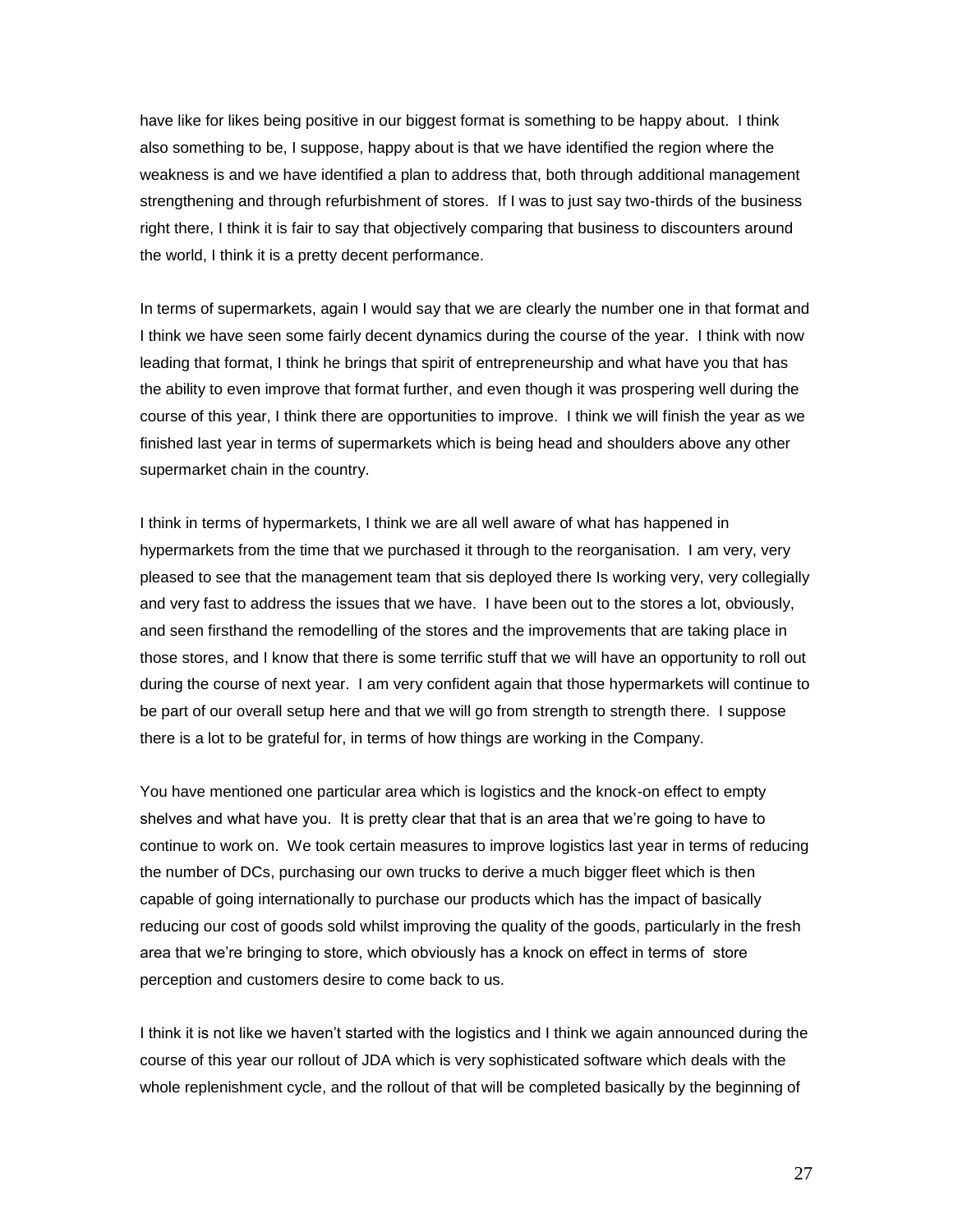have like for likes being positive in our biggest format is something to be happy about. I think also something to be, I suppose, happy about is that we have identified the region where the weakness is and we have identified a plan to address that, both through additional management strengthening and through refurbishment of stores. If I was to just say two-thirds of the business right there, I think it is fair to say that objectively comparing that business to discounters around the world, I think it is a pretty decent performance.

In terms of supermarkets, again I would say that we are clearly the number one in that format and I think we have seen some fairly decent dynamics during the course of the year. I think with now leading that format, I think he brings that spirit of entrepreneurship and what have you that has the ability to even improve that format further, and even though it was prospering well during the course of this year, I think there are opportunities to improve. I think we will finish the year as we finished last year in terms of supermarkets which is being head and shoulders above any other supermarket chain in the country.

I think in terms of hypermarkets, I think we are all well aware of what has happened in hypermarkets from the time that we purchased it through to the reorganisation. I am very, very pleased to see that the management team that sis deployed there Is working very, very collegially and very fast to address the issues that we have. I have been out to the stores a lot, obviously, and seen firsthand the remodelling of the stores and the improvements that are taking place in those stores, and I know that there is some terrific stuff that we will have an opportunity to roll out during the course of next year. I am very confident again that those hypermarkets will continue to be part of our overall setup here and that we will go from strength to strength there. I suppose there is a lot to be grateful for, in terms of how things are working in the Company.

You have mentioned one particular area which is logistics and the knock-on effect to empty shelves and what have you. It is pretty clear that that is an area that we're going to have to continue to work on. We took certain measures to improve logistics last year in terms of reducing the number of DCs, purchasing our own trucks to derive a much bigger fleet which is then capable of going internationally to purchase our products which has the impact of basically reducing our cost of goods sold whilst improving the quality of the goods, particularly in the fresh area that we're bringing to store, which obviously has a knock on effect in terms of store perception and customers desire to come back to us.

I think it is not like we haven't started with the logistics and I think we again announced during the course of this year our rollout of JDA which is very sophisticated software which deals with the whole replenishment cycle, and the rollout of that will be completed basically by the beginning of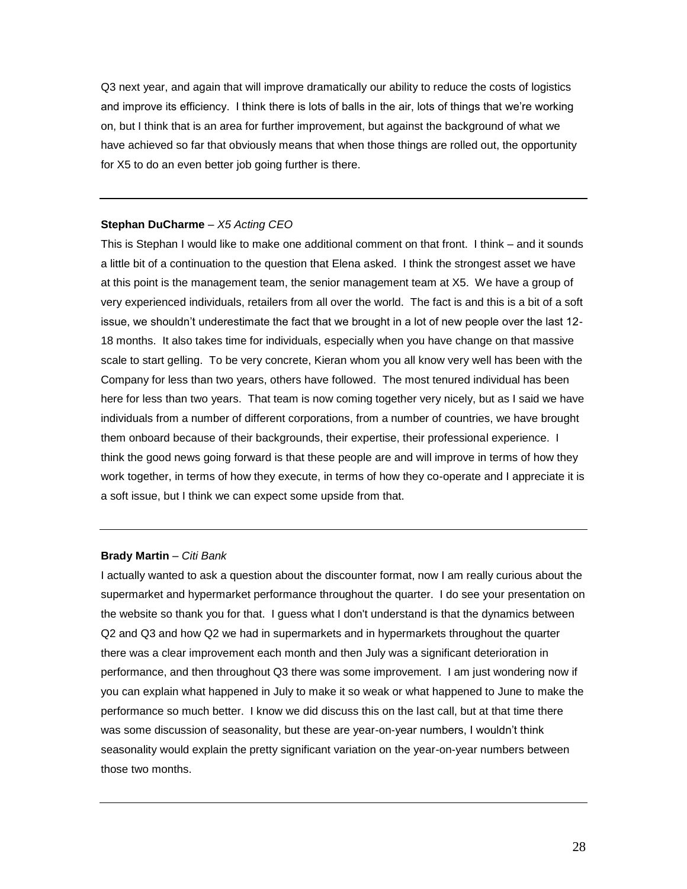Q3 next year, and again that will improve dramatically our ability to reduce the costs of logistics and improve its efficiency. I think there is lots of balls in the air, lots of things that we're working on, but I think that is an area for further improvement, but against the background of what we have achieved so far that obviously means that when those things are rolled out, the opportunity for X5 to do an even better job going further is there.

---

**Stephan DuCharme** – *X5 Acting CEO*

This is Stephan I would like to make one additional comment on that front. I think – and it sounds a little bit of a continuation to the question that Elena asked. I think the strongest asset we have at this point is the management team, the senior management team at X5. We have a group of very experienced individuals, retailers from all over the world. The fact is and this is a bit of a soft issue, we shouldn't underestimate the fact that we brought in a lot of new people over the last 12-18 months. It also takes time for individuals, especially when you have change on that massive scale to start gelling. To be very concrete, Kieran whom you all know very well has been with the Company for less than two years, others have followed. The most tenured individual has been here for less than two years. That team is now coming together very nicely, but as I said we have individuals from a number of different corporations, from a number of countries, we have brought them onboard because of their backgrounds, their expertise, their professional experience. I think the good news going forward is that these people are and will improve in terms of how they work together, in terms of how they execute, in terms of how they co-operate and I appreciate it is a soft issue, but I think we can expect some upside from that.

---

**Brady Martin** – *Citi Bank*

I actually wanted to ask a question about the discounter format, now I am really curious about the supermarket and hypermarket performance throughout the quarter. I do see your presentation on the website so thank you for that. I guess what I don't understand is that the dynamics between Q2 and Q3 and how Q2 we had in supermarkets and in hypermarkets throughout the quarter there was a clear improvement each month and then July was a significant deterioration in performance, and then throughout Q3 there was some improvement. I am just wondering now if you can explain what happened in July to make it so weak or what happened to June to make the performance so much better. I know we did discuss this on the last call, but at that time there was some discussion of seasonality, but these are year-on-year numbers, I wouldn't think seasonality would explain the pretty significant variation on the year-on-year numbers between those two months.

---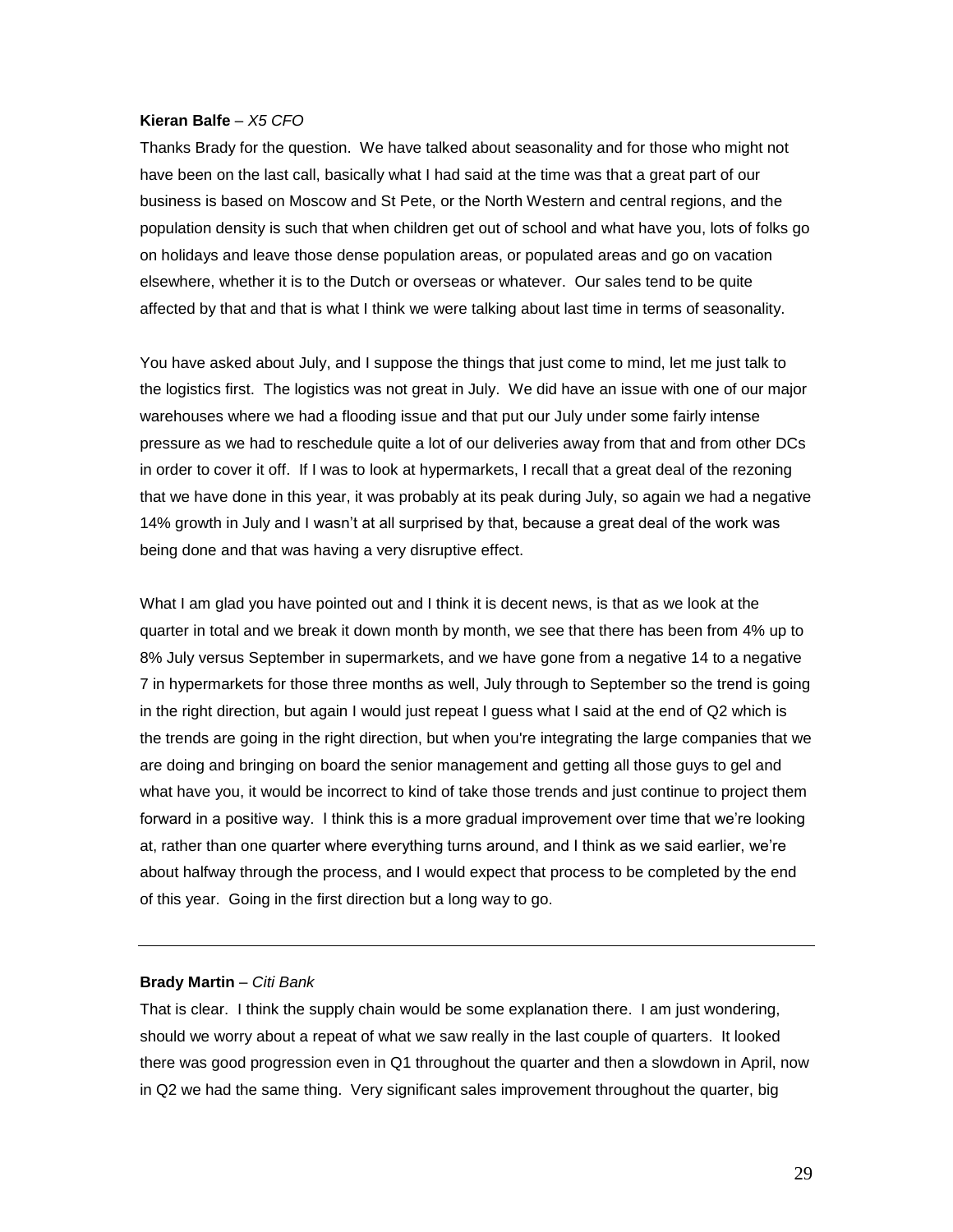**Kieran Balfe** – *X5 CFO*

Thanks Brady for the question. We have talked about seasonality and for those who might not have been on the last call, basically what I had said at the time was that a great part of our business is based on Moscow and St Pete, or the North Western and central regions, and the population density is such that when children get out of school and what have you, lots of folks go on holidays and leave those dense population areas, or populated areas and go on vacation elsewhere, whether it is to the Dutch or overseas or whatever. Our sales tend to be quite affected by that and that is what I think we were talking about last time in terms of seasonality.

You have asked about July, and I suppose the things that just come to mind, let me just talk to the logistics first. The logistics was not great in July. We did have an issue with one of our major warehouses where we had a flooding issue and that put our July under some fairly intense pressure as we had to reschedule quite a lot of our deliveries away from that and from other DCs in order to cover it off. If I was to look at hypermarkets, I recall that a great deal of the rezoning that we have done in this year, it was probably at its peak during July, so again we had a negative 14% growth in July and I wasn't at all surprised by that, because a great deal of the work was being done and that was having a very disruptive effect.

What I am glad you have pointed out and I think it is decent news, is that as we look at the quarter in total and we break it down month by month, we see that there has been from 4% up to 8% July versus September in supermarkets, and we have gone from a negative 14 to a negative 7 in hypermarkets for those three months as well, July through to September so the trend is going in the right direction, but again I would just repeat I guess what I said at the end of Q2 which is the trends are going in the right direction, but when you're integrating the large companies that we are doing and bringing on board the senior management and getting all those guys to gel and what have you, it would be incorrect to kind of take those trends and just continue to project them forward in a positive way. I think this is a more gradual improvement over time that we're looking at, rather than one quarter where everything turns around, and I think as we said earlier, we're about halfway through the process, and I would expect that process to be completed by the end of this year. Going in the first direction but a long way to go.

---

**Brady Martin** – *Citi Bank*

That is clear. I think the supply chain would be some explanation there. I am just wondering, should we worry about a repeat of what we saw really in the last couple of quarters. It looked there was good progression even in Q1 throughout the quarter and then a slowdown in April, now in Q2 we had the same thing. Very significant sales improvement throughout the quarter, big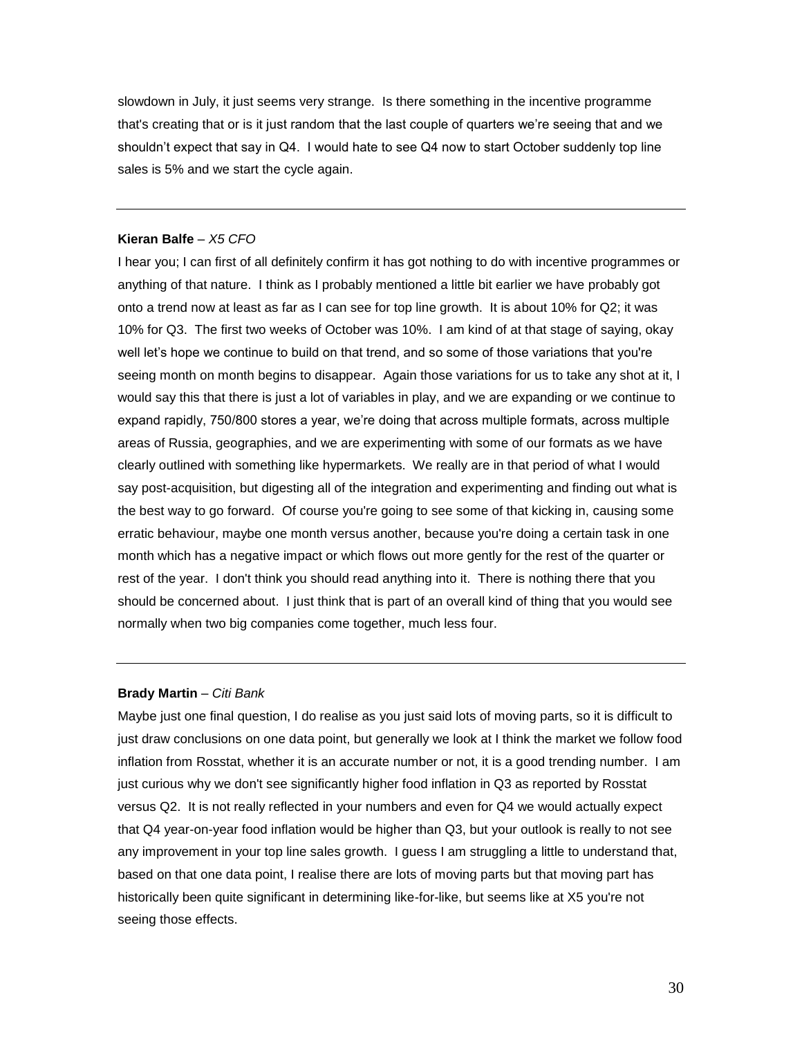slowdown in July, it just seems very strange. Is there something in the incentive programme that's creating that or is it just random that the last couple of quarters we're seeing that and we shouldn't expect that say in Q4. I would hate to see Q4 now to start October suddenly top line sales is 5% and we start the cycle again.

---

**Kieran Balfe** – *X5 CFO*

I hear you; I can first of all definitely confirm it has got nothing to do with incentive programmes or anything of that nature. I think as I probably mentioned a little bit earlier we have probably got onto a trend now at least as far as I can see for top line growth. It is about 10% for Q2; it was 10% for Q3. The first two weeks of October was 10%. I am kind of at that stage of saying, okay well let's hope we continue to build on that trend, and so some of those variations that you're seeing month on month begins to disappear. Again those variations for us to take any shot at it, I would say this that there is just a lot of variables in play, and we are expanding or we continue to expand rapidly, 750/800 stores a year, we're doing that across multiple formats, across multiple areas of Russia, geographies, and we are experimenting with some of our formats as we have clearly outlined with something like hypermarkets. We really are in that period of what I would say post-acquisition, but digesting all of the integration and experimenting and finding out what is the best way to go forward. Of course you're going to see some of that kicking in, causing some erratic behaviour, maybe one month versus another, because you're doing a certain task in one month which has a negative impact or which flows out more gently for the rest of the quarter or rest of the year. I don't think you should read anything into it. There is nothing there that you should be concerned about. I just think that is part of an overall kind of thing that you would see normally when two big companies come together, much less four.

---

**Brady Martin** – *Citi Bank*

Maybe just one final question, I do realise as you just said lots of moving parts, so it is difficult to just draw conclusions on one data point, but generally we look at I think the market we follow food inflation from Rosstat, whether it is an accurate number or not, it is a good trending number. I am just curious why we don't see significantly higher food inflation in Q3 as reported by Rosstat versus Q2. It is not really reflected in your numbers and even for Q4 we would actually expect that Q4 year-on-year food inflation would be higher than Q3, but your outlook is really to not see any improvement in your top line sales growth. I guess I am struggling a little to understand that, based on that one data point, I realise there are lots of moving parts but that moving part has historically been quite significant in determining like-for-like, but seems like at X5 you're not seeing those effects.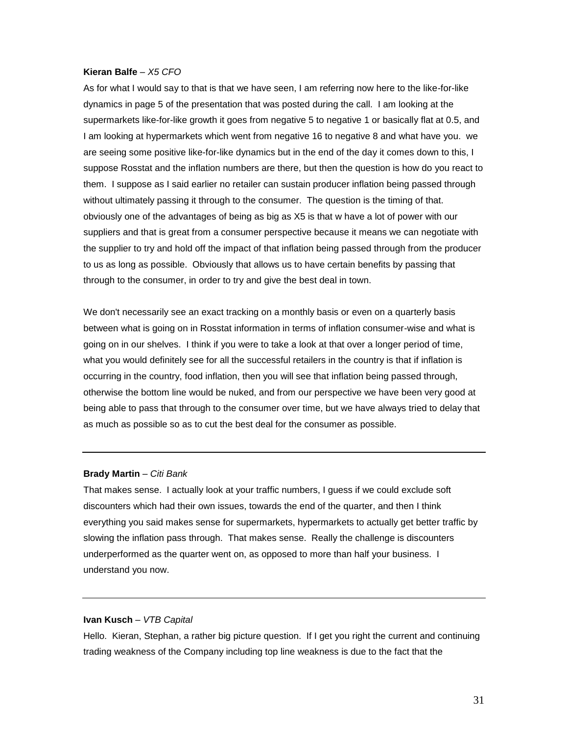**Kieran Balfe** – *X5 CFO*

As for what I would say to that is that we have seen, I am referring now here to the like-for-like dynamics in page 5 of the presentation that was posted during the call. I am looking at the supermarkets like-for-like growth it goes from negative 5 to negative 1 or basically flat at 0.5, and I am looking at hypermarkets which went from negative 16 to negative 8 and what have you. we are seeing some positive like-for-like dynamics but in the end of the day it comes down to this, I suppose Rosstat and the inflation numbers are there, but then the question is how do you react to them. I suppose as I said earlier no retailer can sustain producer inflation being passed through without ultimately passing it through to the consumer. The question is the timing of that. obviously one of the advantages of being as big as X5 is that w have a lot of power with our suppliers and that is great from a consumer perspective because it means we can negotiate with the supplier to try and hold off the impact of that inflation being passed through from the producer to us as long as possible. Obviously that allows us to have certain benefits by passing that through to the consumer, in order to try and give the best deal in town.

We don't necessarily see an exact tracking on a monthly basis or even on a quarterly basis between what is going on in Rosstat information in terms of inflation consumer-wise and what is going on in our shelves. I think if you were to take a look at that over a longer period of time, what you would definitely see for all the successful retailers in the country is that if inflation is occurring in the country, food inflation, then you will see that inflation being passed through, otherwise the bottom line would be nuked, and from our perspective we have been very good at being able to pass that through to the consumer over time, but we have always tried to delay that as much as possible so as to cut the best deal for the consumer as possible.

---

**Brady Martin** – *Citi Bank*

That makes sense. I actually look at your traffic numbers, I guess if we could exclude soft discounters which had their own issues, towards the end of the quarter, and then I think everything you said makes sense for supermarkets, hypermarkets to actually get better traffic by slowing the inflation pass through. That makes sense. Really the challenge is discounters underperformed as the quarter went on, as opposed to more than half your business. I understand you now.

---

**Ivan Kusch** – *VTB Capital*

Hello. Kieran, Stephan, a rather big picture question. If I get you right the current and continuing trading weakness of the Company including top line weakness is due to the fact that the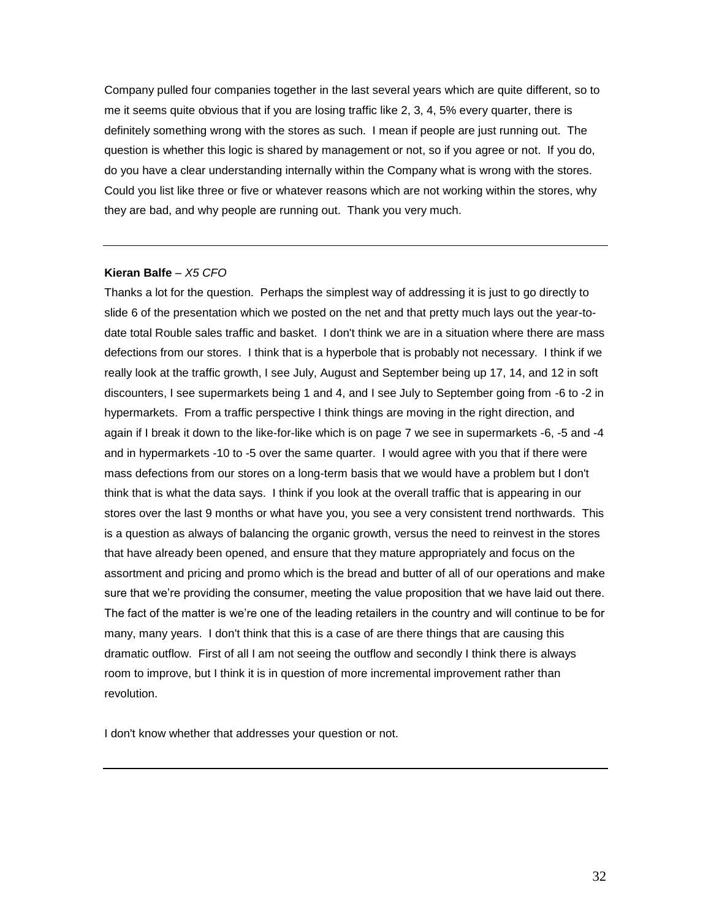Company pulled four companies together in the last several years which are quite different, so to me it seems quite obvious that if you are losing traffic like 2, 3, 4, 5% every quarter, there is definitely something wrong with the stores as such. I mean if people are just running out. The question is whether this logic is shared by management or not, so if you agree or not. If you do, do you have a clear understanding internally within the Company what is wrong with the stores. Could you list like three or five or whatever reasons which are not working within the stores, why they are bad, and why people are running out. Thank you very much.

---

**Kieran Balfe** – *X5 CFO*

Thanks a lot for the question. Perhaps the simplest way of addressing it is just to go directly to slide 6 of the presentation which we posted on the net and that pretty much lays out the year-to-date total Rouble sales traffic and basket. I don't think we are in a situation where there are mass defections from our stores. I think that is a hyperbole that is probably not necessary. I think if we really look at the traffic growth, I see July, August and September being up 17, 14, and 12 in soft discounters, I see supermarkets being 1 and 4, and I see July to September going from -6 to -2 in hypermarkets. From a traffic perspective I think things are moving in the right direction, and again if I break it down to the like-for-like which is on page 7 we see in supermarkets -6, -5 and -4 and in hypermarkets -10 to -5 over the same quarter. I would agree with you that if there were mass defections from our stores on a long-term basis that we would have a problem but I don't think that is what the data says. I think if you look at the overall traffic that is appearing in our stores over the last 9 months or what have you, you see a very consistent trend northwards. This is a question as always of balancing the organic growth, versus the need to reinvest in the stores that have already been opened, and ensure that they mature appropriately and focus on the assortment and pricing and promo which is the bread and butter of all of our operations and make sure that we're providing the consumer, meeting the value proposition that we have laid out there. The fact of the matter is we're one of the leading retailers in the country and will continue to be for many, many years. I don't think that this is a case of are there things that are causing this dramatic outflow. First of all I am not seeing the outflow and secondly I think there is always room to improve, but I think it is in question of more incremental improvement rather than revolution.

I don't know whether that addresses your question or not.

---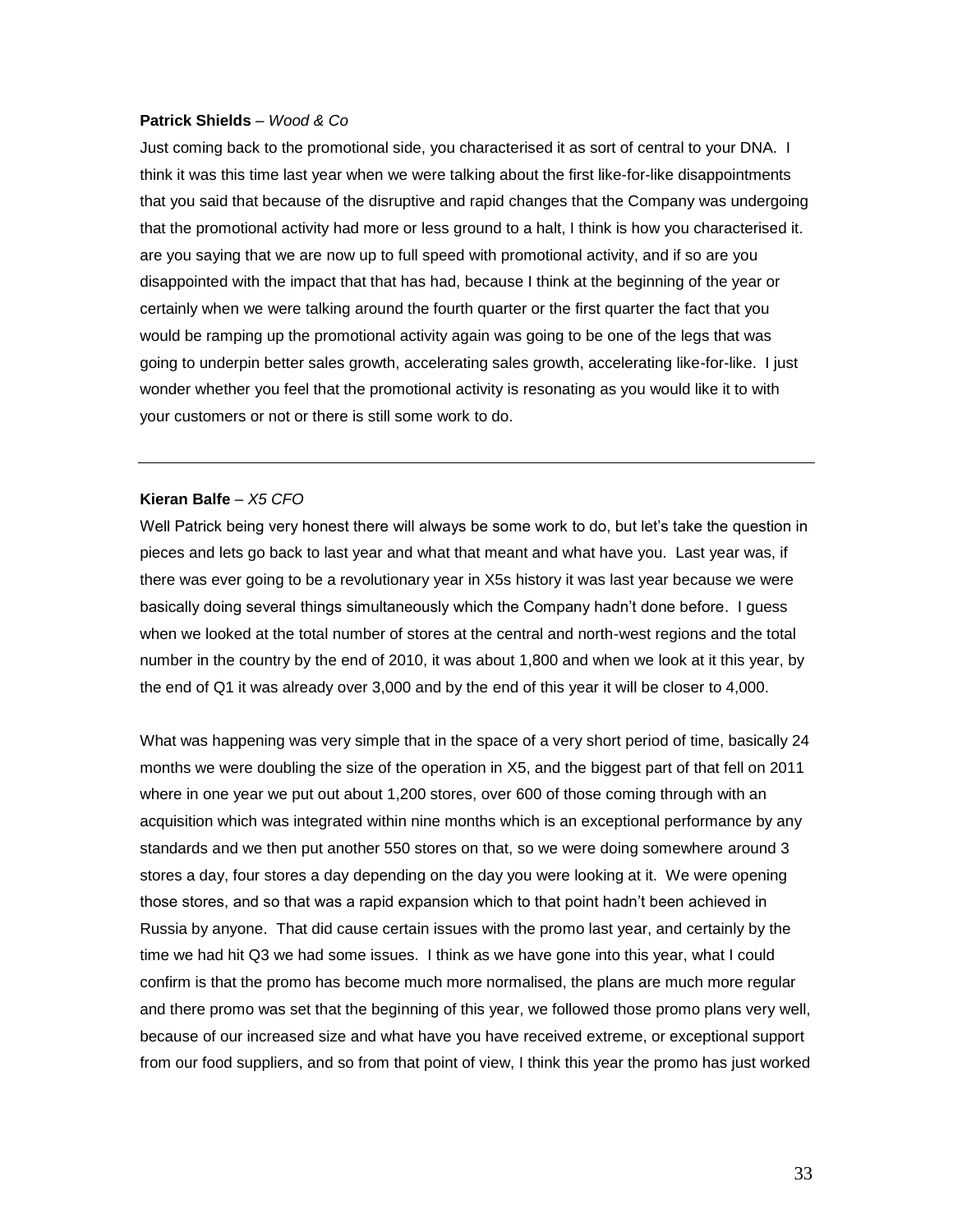**Patrick Shields** – *Wood & Co*

Just coming back to the promotional side, you characterised it as sort of central to your DNA. I think it was this time last year when we were talking about the first like-for-like disappointments that you said that because of the disruptive and rapid changes that the Company was undergoing that the promotional activity had more or less ground to a halt, I think is how you characterised it. are you saying that we are now up to full speed with promotional activity, and if so are you disappointed with the impact that that has had, because I think at the beginning of the year or certainly when we were talking around the fourth quarter or the first quarter the fact that you would be ramping up the promotional activity again was going to be one of the legs that was going to underpin better sales growth, accelerating sales growth, accelerating like-for-like. I just wonder whether you feel that the promotional activity is resonating as you would like it to with your customers or not or there is still some work to do.

---

**Kieran Balfe** – *X5 CFO*

Well Patrick being very honest there will always be some work to do, but let's take the question in pieces and lets go back to last year and what that meant and what have you. Last year was, if there was ever going to be a revolutionary year in X5s history it was last year because we were basically doing several things simultaneously which the Company hadn't done before. I guess when we looked at the total number of stores at the central and north-west regions and the total number in the country by the end of 2010, it was about 1,800 and when we look at it this year, by the end of Q1 it was already over 3,000 and by the end of this year it will be closer to 4,000.

What was happening was very simple that in the space of a very short period of time, basically 24 months we were doubling the size of the operation in X5, and the biggest part of that fell on 2011 where in one year we put out about 1,200 stores, over 600 of those coming through with an acquisition which was integrated within nine months which is an exceptional performance by any standards and we then put another 550 stores on that, so we were doing somewhere around 3 stores a day, four stores a day depending on the day you were looking at it. We were opening those stores, and so that was a rapid expansion which to that point hadn't been achieved in Russia by anyone. That did cause certain issues with the promo last year, and certainly by the time we had hit Q3 we had some issues. I think as we have gone into this year, what I could confirm is that the promo has become much more normalised, the plans are much more regular and there promo was set that the beginning of this year, we followed those promo plans very well, because of our increased size and what have you have received extreme, or exceptional support from our food suppliers, and so from that point of view, I think this year the promo has just worked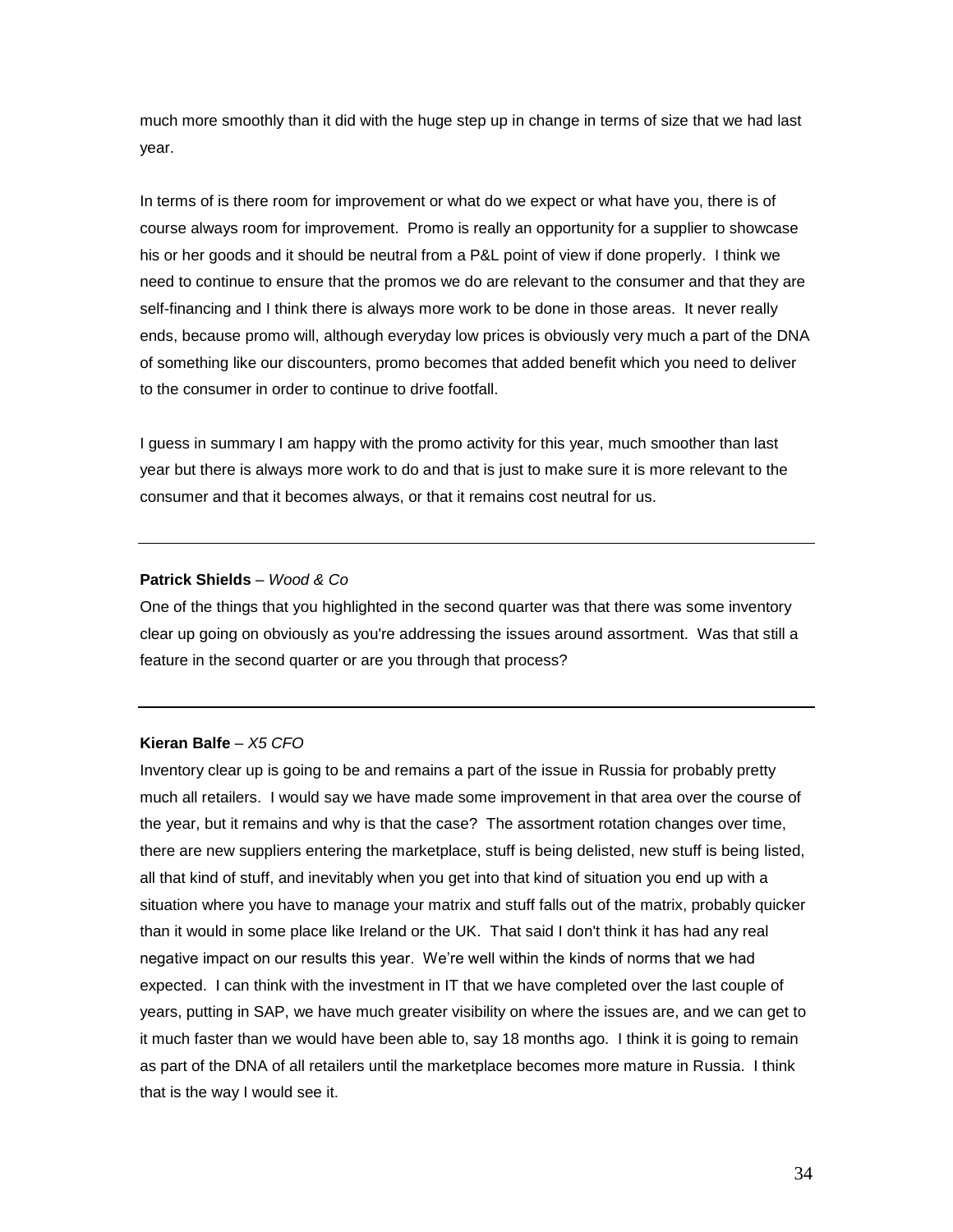much more smoothly than it did with the huge step up in change in terms of size that we had last year.

In terms of is there room for improvement or what do we expect or what have you, there is of course always room for improvement. Promo is really an opportunity for a supplier to showcase his or her goods and it should be neutral from a P&L point of view if done properly. I think we need to continue to ensure that the promos we do are relevant to the consumer and that they are self-financing and I think there is always more work to be done in those areas. It never really ends, because promo will, although everyday low prices is obviously very much a part of the DNA of something like our discounters, promo becomes that added benefit which you need to deliver to the consumer in order to continue to drive footfall.

I guess in summary I am happy with the promo activity for this year, much smoother than last year but there is always more work to do and that is just to make sure it is more relevant to the consumer and that it becomes always, or that it remains cost neutral for us.

---

**Patrick Shields** – *Wood & Co*

One of the things that you highlighted in the second quarter was that there was some inventory clear up going on obviously as you're addressing the issues around assortment. Was that still a feature in the second quarter or are you through that process?

---

**Kieran Balfe** – *X5 CFO*

Inventory clear up is going to be and remains a part of the issue in Russia for probably pretty much all retailers. I would say we have made some improvement in that area over the course of the year, but it remains and why is that the case? The assortment rotation changes over time, there are new suppliers entering the marketplace, stuff is being delisted, new stuff is being listed, all that kind of stuff, and inevitably when you get into that kind of situation you end up with a situation where you have to manage your matrix and stuff falls out of the matrix, probably quicker than it would in some place like Ireland or the UK. That said I don't think it has had any real negative impact on our results this year. We're well within the kinds of norms that we had expected. I can think with the investment in IT that we have completed over the last couple of years, putting in SAP, we have much greater visibility on where the issues are, and we can get to it much faster than we would have been able to, say 18 months ago. I think it is going to remain as part of the DNA of all retailers until the marketplace becomes more mature in Russia. I think that is the way I would see it.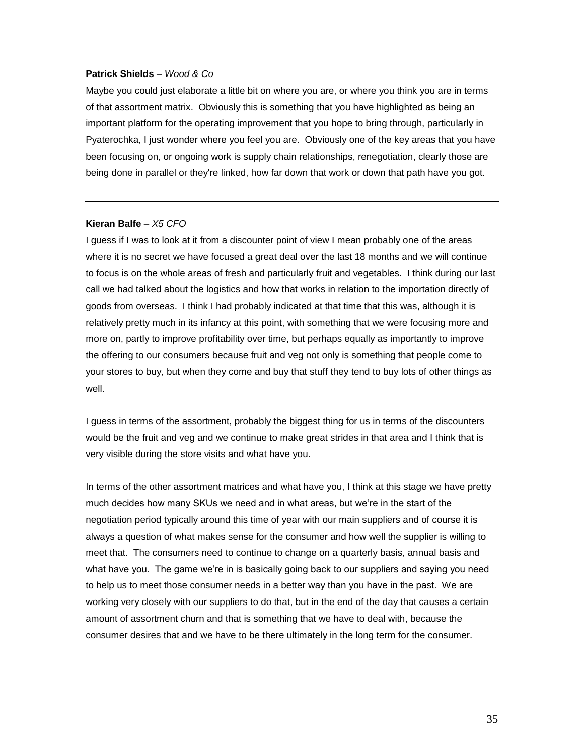**Patrick Shields** – *Wood & Co*

Maybe you could just elaborate a little bit on where you are, or where you think you are in terms of that assortment matrix. Obviously this is something that you have highlighted as being an important platform for the operating improvement that you hope to bring through, particularly in Pyaterochka, I just wonder where you feel you are. Obviously one of the key areas that you have been focusing on, or ongoing work is supply chain relationships, renegotiation, clearly those are being done in parallel or they're linked, how far down that work or down that path have you got.

---

**Kieran Balfe** – *X5 CFO*

I guess if I was to look at it from a discounter point of view I mean probably one of the areas where it is no secret we have focused a great deal over the last 18 months and we will continue to focus is on the whole areas of fresh and particularly fruit and vegetables. I think during our last call we had talked about the logistics and how that works in relation to the importation directly of goods from overseas. I think I had probably indicated at that time that this was, although it is relatively pretty much in its infancy at this point, with something that we were focusing more and more on, partly to improve profitability over time, but perhaps equally as importantly to improve the offering to our consumers because fruit and veg not only is something that people come to your stores to buy, but when they come and buy that stuff they tend to buy lots of other things as well.

I guess in terms of the assortment, probably the biggest thing for us in terms of the discounters would be the fruit and veg and we continue to make great strides in that area and I think that is very visible during the store visits and what have you.

In terms of the other assortment matrices and what have you, I think at this stage we have pretty much decides how many SKUs we need and in what areas, but we're in the start of the negotiation period typically around this time of year with our main suppliers and of course it is always a question of what makes sense for the consumer and how well the supplier is willing to meet that. The consumers need to continue to change on a quarterly basis, annual basis and what have you. The game we're in is basically going back to our suppliers and saying you need to help us to meet those consumer needs in a better way than you have in the past. We are working very closely with our suppliers to do that, but in the end of the day that causes a certain amount of assortment churn and that is something that we have to deal with, because the consumer desires that and we have to be there ultimately in the long term for the consumer.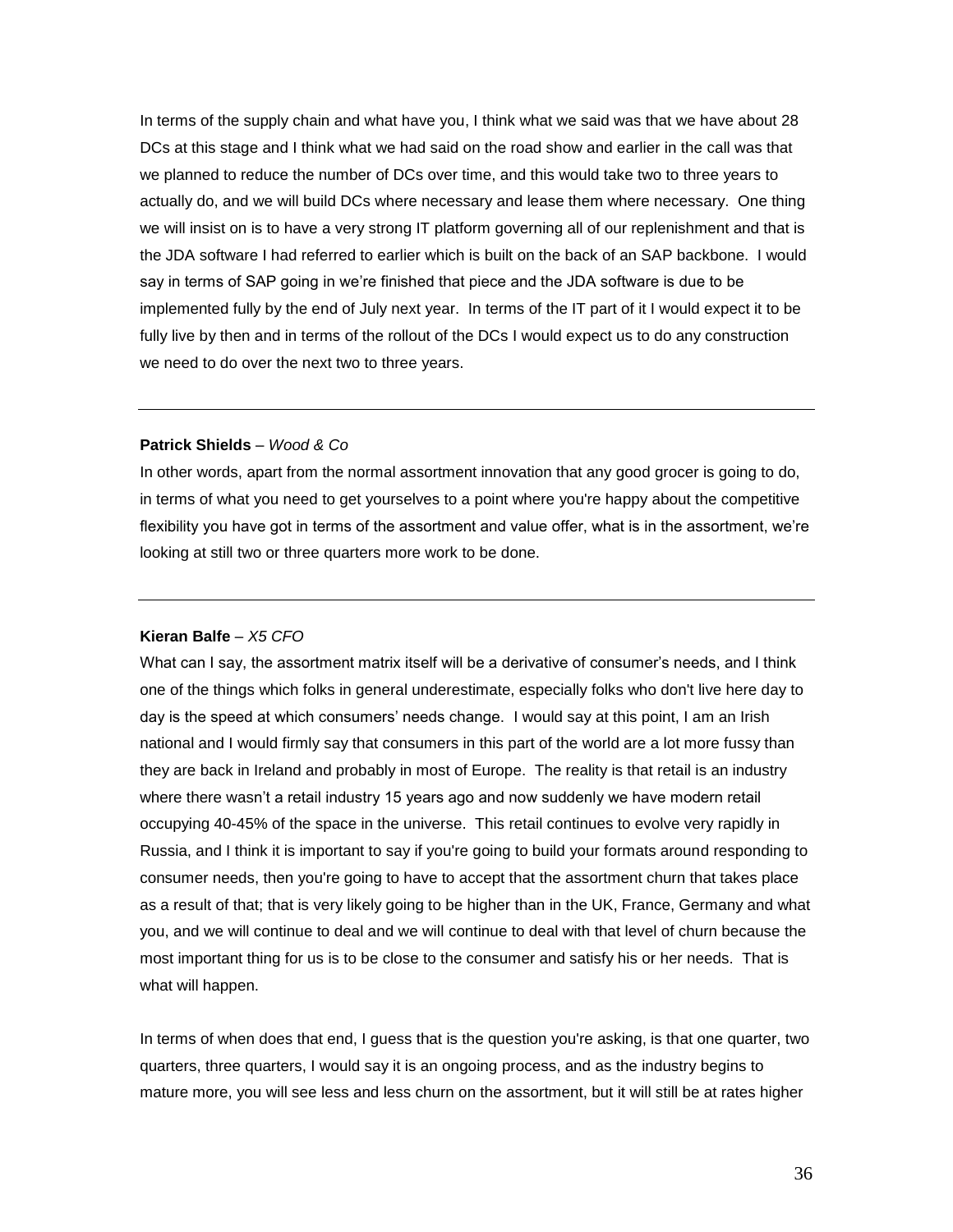In terms of the supply chain and what have you, I think what we said was that we have about 28 DCs at this stage and I think what we had said on the road show and earlier in the call was that we planned to reduce the number of DCs over time, and this would take two to three years to actually do, and we will build DCs where necessary and lease them where necessary. One thing we will insist on is to have a very strong IT platform governing all of our replenishment and that is the JDA software I had referred to earlier which is built on the back of an SAP backbone. I would say in terms of SAP going in we're finished that piece and the JDA software is due to be implemented fully by the end of July next year. In terms of the IT part of it I would expect it to be fully live by then and in terms of the rollout of the DCs I would expect us to do any construction we need to do over the next two to three years.

---

**Patrick Shields** – *Wood & Co*

In other words, apart from the normal assortment innovation that any good grocer is going to do, in terms of what you need to get yourselves to a point where you're happy about the competitive flexibility you have got in terms of the assortment and value offer, what is in the assortment, we're looking at still two or three quarters more work to be done.

---

**Kieran Balfe** – *X5 CFO*

What can I say, the assortment matrix itself will be a derivative of consumer's needs, and I think one of the things which folks in general underestimate, especially folks who don't live here day to day is the speed at which consumers' needs change. I would say at this point, I am an Irish national and I would firmly say that consumers in this part of the world are a lot more fussy than they are back in Ireland and probably in most of Europe. The reality is that retail is an industry where there wasn't a retail industry 15 years ago and now suddenly we have modern retail occupying 40-45% of the space in the universe. This retail continues to evolve very rapidly in Russia, and I think it is important to say if you're going to build your formats around responding to consumer needs, then you're going to have to accept that the assortment churn that takes place as a result of that; that is very likely going to be higher than in the UK, France, Germany and what you, and we will continue to deal and we will continue to deal with that level of churn because the most important thing for us is to be close to the consumer and satisfy his or her needs. That is what will happen.

In terms of when does that end, I guess that is the question you're asking, is that one quarter, two quarters, three quarters, I would say it is an ongoing process, and as the industry begins to mature more, you will see less and less churn on the assortment, but it will still be at rates higher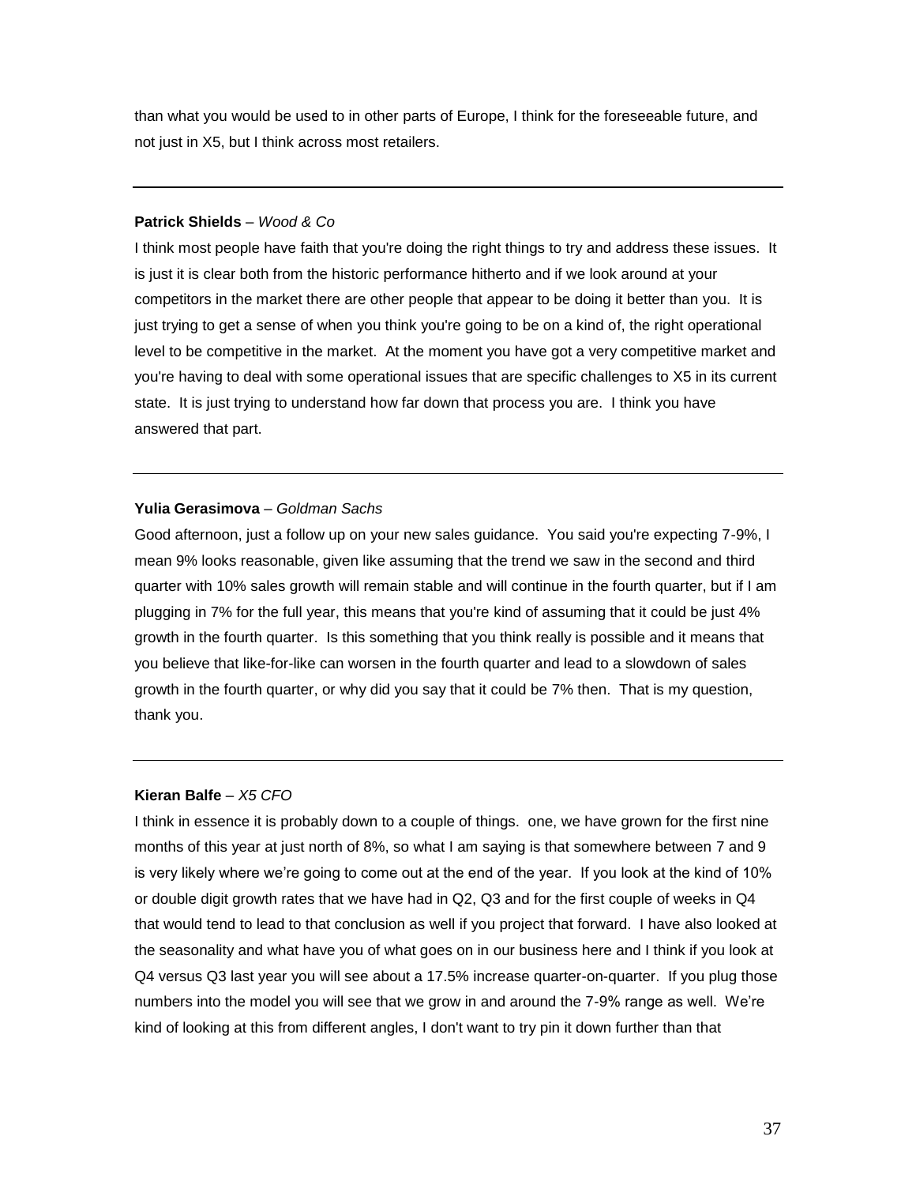than what you would be used to in other parts of Europe, I think for the foreseeable future, and not just in X5, but I think across most retailers.

---

**Patrick Shields** – *Wood & Co*

I think most people have faith that you're doing the right things to try and address these issues. It is just it is clear both from the historic performance hitherto and if we look around at your competitors in the market there are other people that appear to be doing it better than you. It is just trying to get a sense of when you think you're going to be on a kind of, the right operational level to be competitive in the market. At the moment you have got a very competitive market and you're having to deal with some operational issues that are specific challenges to X5 in its current state. It is just trying to understand how far down that process you are. I think you have answered that part.

---

**Yulia Gerasimova** – *Goldman Sachs*

Good afternoon, just a follow up on your new sales guidance. You said you're expecting 7-9%, I mean 9% looks reasonable, given like assuming that the trend we saw in the second and third quarter with 10% sales growth will remain stable and will continue in the fourth quarter, but if I am plugging in 7% for the full year, this means that you're kind of assuming that it could be just 4% growth in the fourth quarter. Is this something that you think really is possible and it means that you believe that like-for-like can worsen in the fourth quarter and lead to a slowdown of sales growth in the fourth quarter, or why did you say that it could be 7% then. That is my question, thank you.

---

**Kieran Balfe** – *X5 CFO*

I think in essence it is probably down to a couple of things. one, we have grown for the first nine months of this year at just north of 8%, so what I am saying is that somewhere between 7 and 9 is very likely where we're going to come out at the end of the year. If you look at the kind of 10% or double digit growth rates that we have had in Q2, Q3 and for the first couple of weeks in Q4 that would tend to lead to that conclusion as well if you project that forward. I have also looked at the seasonality and what have you of what goes on in our business here and I think if you look at Q4 versus Q3 last year you will see about a 17.5% increase quarter-on-quarter. If you plug those numbers into the model you will see that we grow in and around the 7-9% range as well. We're kind of looking at this from different angles, I don't want to try pin it down further than that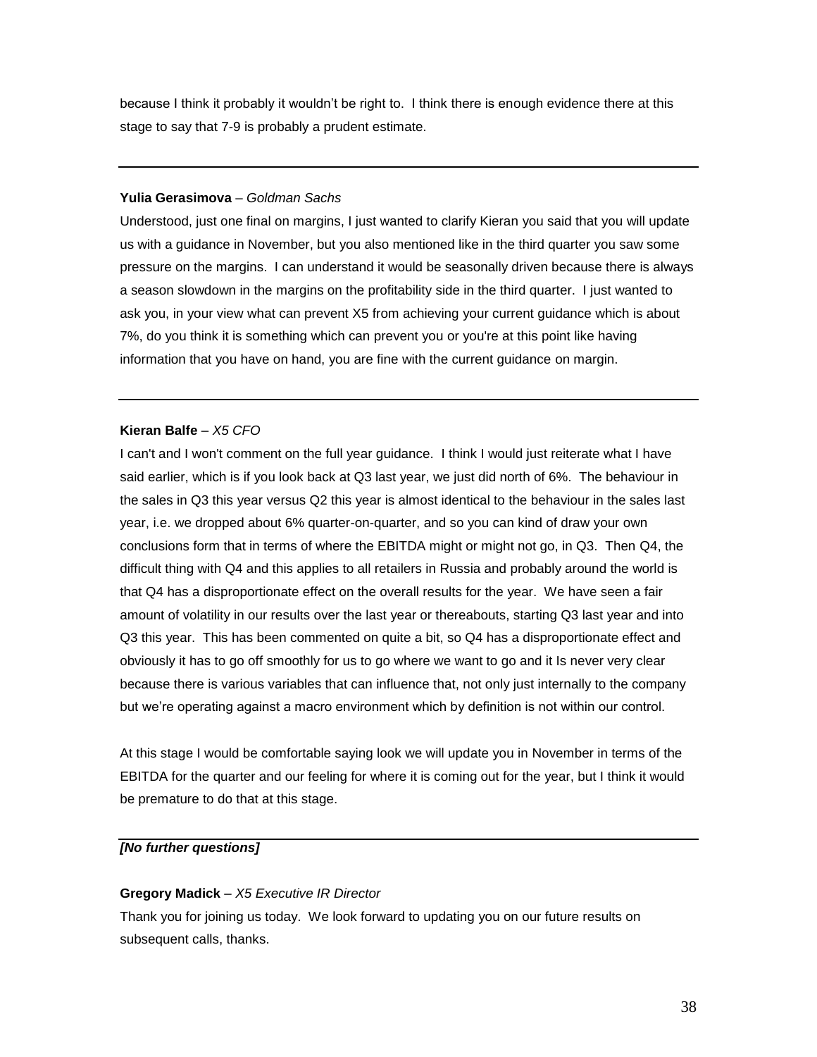because I think it probably it wouldn't be right to. I think there is enough evidence there at this stage to say that 7-9 is probably a prudent estimate.

---

**Yulia Gerasimova** – *Goldman Sachs*

Understood, just one final on margins, I just wanted to clarify Kieran you said that you will update us with a guidance in November, but you also mentioned like in the third quarter you saw some pressure on the margins. I can understand it would be seasonally driven because there is always a season slowdown in the margins on the profitability side in the third quarter. I just wanted to ask you, in your view what can prevent X5 from achieving your current guidance which is about 7%, do you think it is something which can prevent you or you're at this point like having information that you have on hand, you are fine with the current guidance on margin.

---

**Kieran Balfe** – *X5 CFO*

I can't and I won't comment on the full year guidance. I think I would just reiterate what I have said earlier, which is if you look back at Q3 last year, we just did north of 6%. The behaviour in the sales in Q3 this year versus Q2 this year is almost identical to the behaviour in the sales last year, i.e. we dropped about 6% quarter-on-quarter, and so you can kind of draw your own conclusions form that in terms of where the EBITDA might or might not go, in Q3. Then Q4, the difficult thing with Q4 and this applies to all retailers in Russia and probably around the world is that Q4 has a disproportionate effect on the overall results for the year. We have seen a fair amount of volatility in our results over the last year or thereabouts, starting Q3 last year and into Q3 this year. This has been commented on quite a bit, so Q4 has a disproportionate effect and obviously it has to go off smoothly for us to go where we want to go and it Is never very clear because there is various variables that can influence that, not only just internally to the company but we're operating against a macro environment which by definition is not within our control.

At this stage I would be comfortable saying look we will update you in November in terms of the EBITDA for the quarter and our feeling for where it is coming out for the year, but I think it would be premature to do that at this stage.

---

***[No further questions]***

**Gregory Madick** – *X5 Executive IR Director*

Thank you for joining us today. We look forward to updating you on our future results on subsequent calls, thanks.